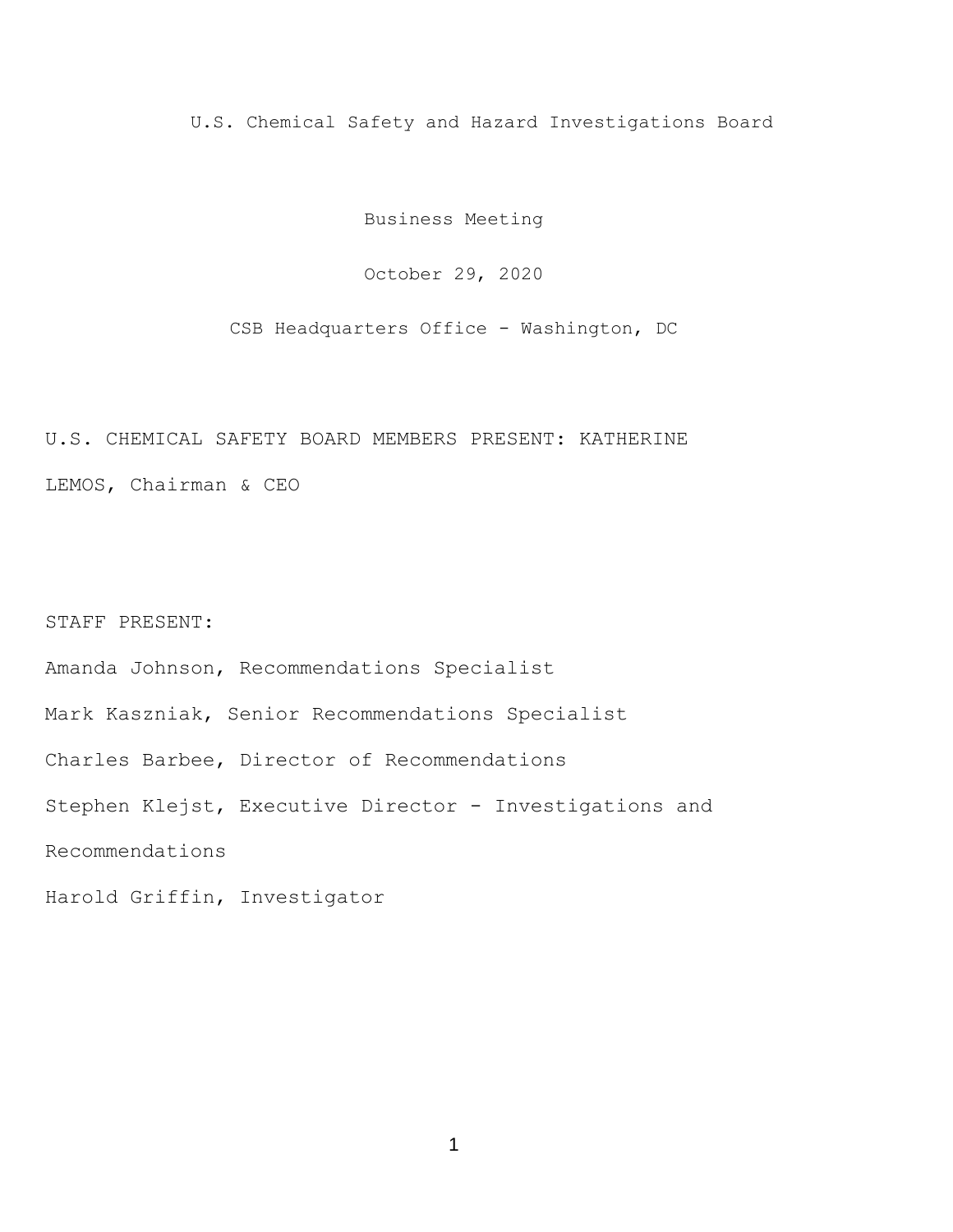U.S. Chemical Safety and Hazard Investigations Board

Business Meeting

October 29, 2020

CSB Headquarters Office - Washington, DC

U.S. CHEMICAL SAFETY BOARD MEMBERS PRESENT: KATHERINE LEMOS, Chairman & CEO

STAFF PRESENT:

Amanda Johnson, Recommendations Specialist

Mark Kaszniak, Senior Recommendations Specialist

Charles Barbee, Director of Recommendations

Stephen Klejst, Executive Director - Investigations and Recommendations

Harold Griffin, Investigator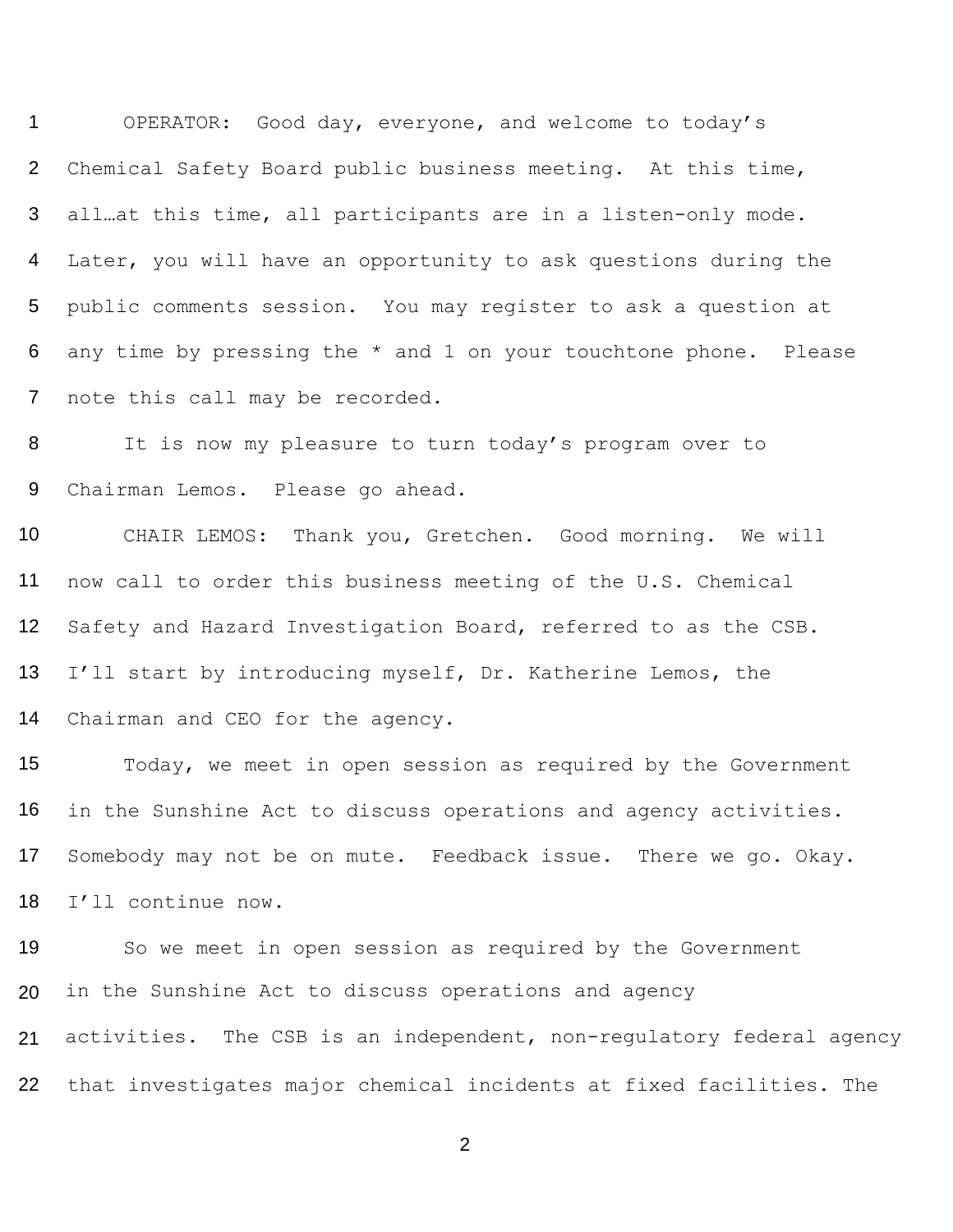OPERATOR: Good day, everyone, and welcome to today's Chemical Safety Board public business meeting. At this time, all…at this time, all participants are in a listen-only mode. Later, you will have an opportunity to ask questions during the public comments session. You may register to ask a question at any time by pressing the * and 1 on your touchtone phone. Please note this call may be recorded.

It is now my pleasure to turn today's program over to Chairman Lemos. Please go ahead.

CHAIR LEMOS: Thank you, Gretchen. Good morning. We will now call to order this business meeting of the U.S. Chemical Safety and Hazard Investigation Board, referred to as the CSB. I'll start by introducing myself, Dr. Katherine Lemos, the Chairman and CEO for the agency.

Today, we meet in open session as required by the Government in the Sunshine Act to discuss operations and agency activities. Somebody may not be on mute. Feedback issue. There we go. Okay. I'll continue now.

So we meet in open session as required by the Government in the Sunshine Act to discuss operations and agency activities. The CSB is an independent, non-regulatory federal agency that investigates major chemical incidents at fixed facilities. The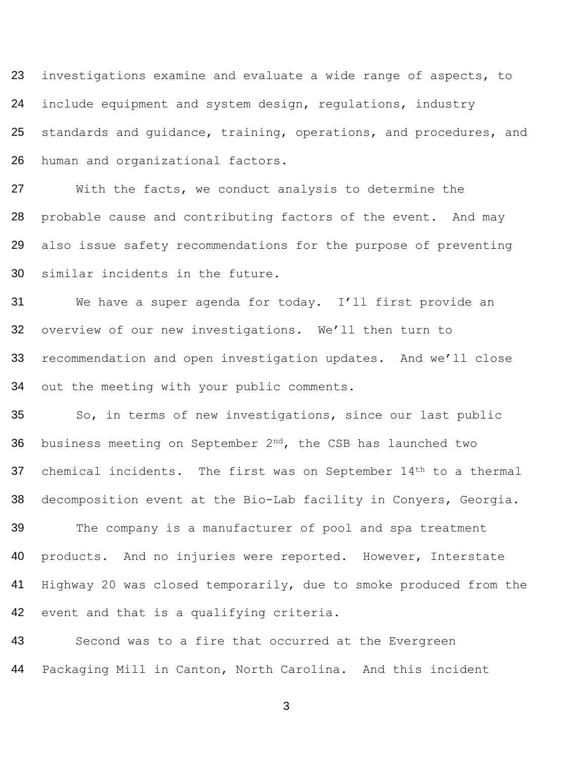investigations examine and evaluate a wide range of aspects, to include equipment and system design, regulations, industry standards and guidance, training, operations, and procedures, and human and organizational factors.

With the facts, we conduct analysis to determine the probable cause and contributing factors of the event. And may also issue safety recommendations for the purpose of preventing similar incidents in the future.

We have a super agenda for today. I'll first provide an overview of our new investigations. We'll then turn to recommendation and open investigation updates. And we'll close out the meeting with your public comments.

So, in terms of new investigations, since our last public business meeting on September 2nd, the CSB has launched two chemical incidents. The first was on September 14th to a thermal decomposition event at the Bio-Lab facility in Conyers, Georgia.

The company is a manufacturer of pool and spa treatment products. And no injuries were reported. However, Interstate Highway 20 was closed temporarily, due to smoke produced from the event and that is a qualifying criteria.

Second was to a fire that occurred at the Evergreen Packaging Mill in Canton, North Carolina. And this incident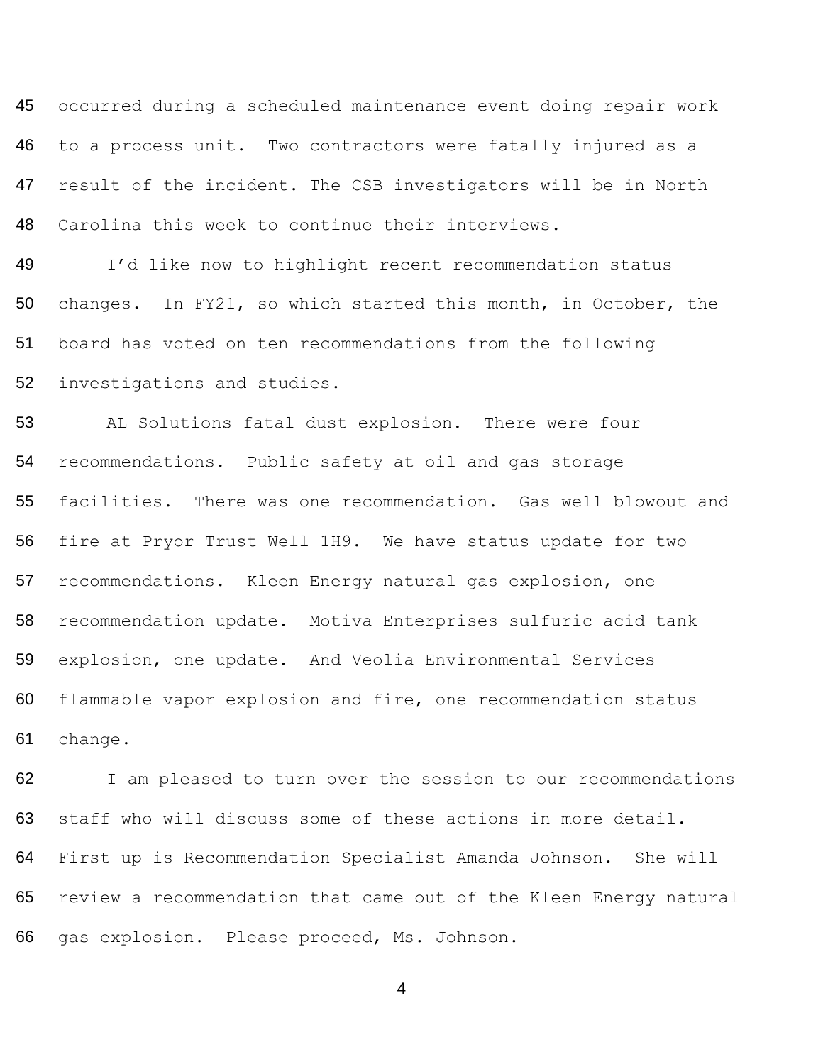occurred during a scheduled maintenance event doing repair work to a process unit. Two contractors were fatally injured as a result of the incident. The CSB investigators will be in North Carolina this week to continue their interviews.

I'd like now to highlight recent recommendation status changes. In FY21, so which started this month, in October, the board has voted on ten recommendations from the following investigations and studies.

AL Solutions fatal dust explosion. There were four recommendations. Public safety at oil and gas storage facilities. There was one recommendation. Gas well blowout and fire at Pryor Trust Well 1H9. We have status update for two recommendations. Kleen Energy natural gas explosion, one recommendation update. Motiva Enterprises sulfuric acid tank explosion, one update. And Veolia Environmental Services flammable vapor explosion and fire, one recommendation status change.

I am pleased to turn over the session to our recommendations staff who will discuss some of these actions in more detail. First up is Recommendation Specialist Amanda Johnson. She will review a recommendation that came out of the Kleen Energy natural gas explosion. Please proceed, Ms. Johnson.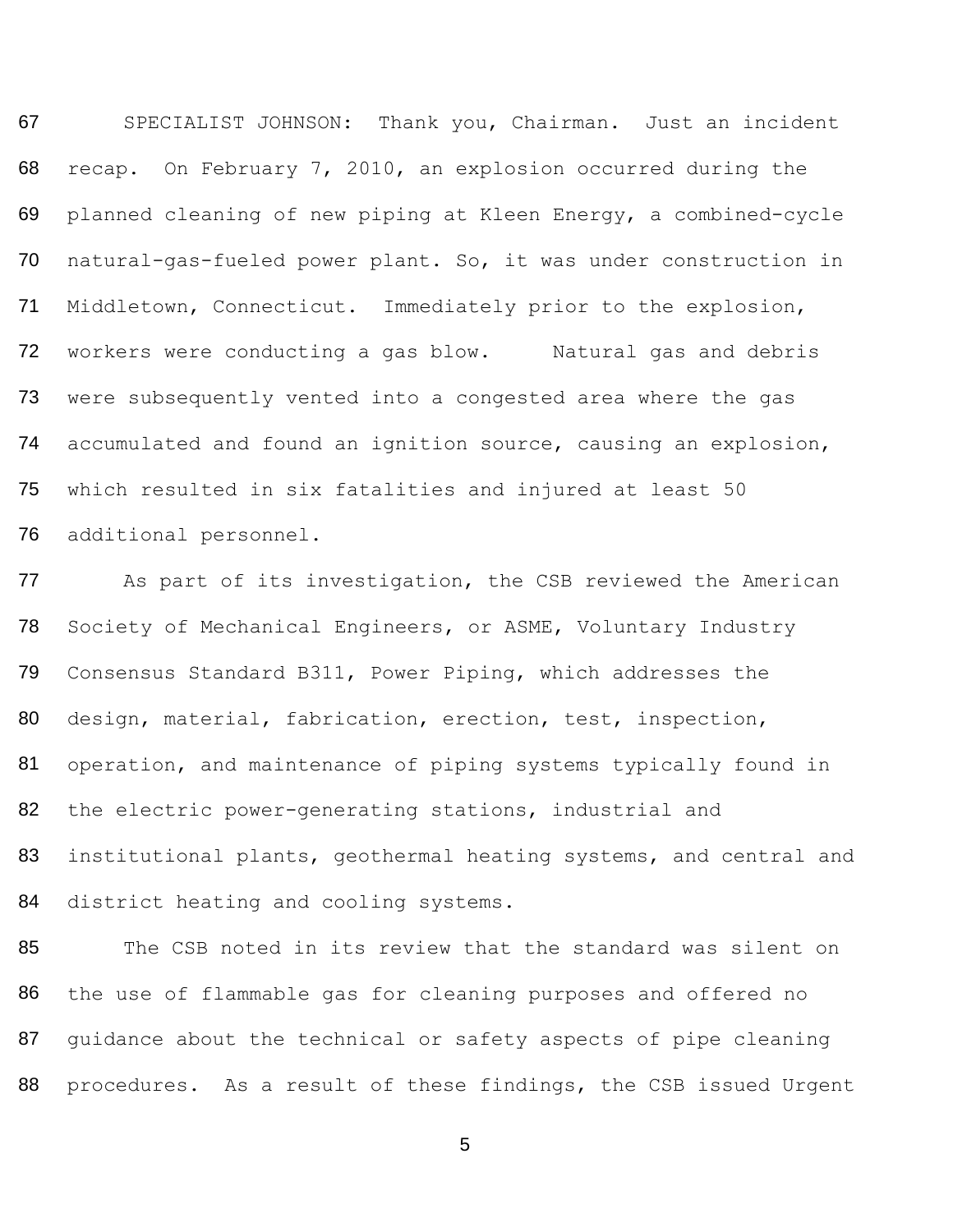SPECIALIST JOHNSON: Thank you, Chairman. Just an incident recap. On February 7, 2010, an explosion occurred during the planned cleaning of new piping at Kleen Energy, a combined-cycle natural-gas-fueled power plant. So, it was under construction in Middletown, Connecticut. Immediately prior to the explosion, workers were conducting a gas blow. Natural gas and debris were subsequently vented into a congested area where the gas accumulated and found an ignition source, causing an explosion, which resulted in six fatalities and injured at least 50 additional personnel.

As part of its investigation, the CSB reviewed the American Society of Mechanical Engineers, or ASME, Voluntary Industry Consensus Standard B311, Power Piping, which addresses the design, material, fabrication, erection, test, inspection, operation, and maintenance of piping systems typically found in the electric power-generating stations, industrial and institutional plants, geothermal heating systems, and central and district heating and cooling systems.

The CSB noted in its review that the standard was silent on the use of flammable gas for cleaning purposes and offered no guidance about the technical or safety aspects of pipe cleaning procedures. As a result of these findings, the CSB issued Urgent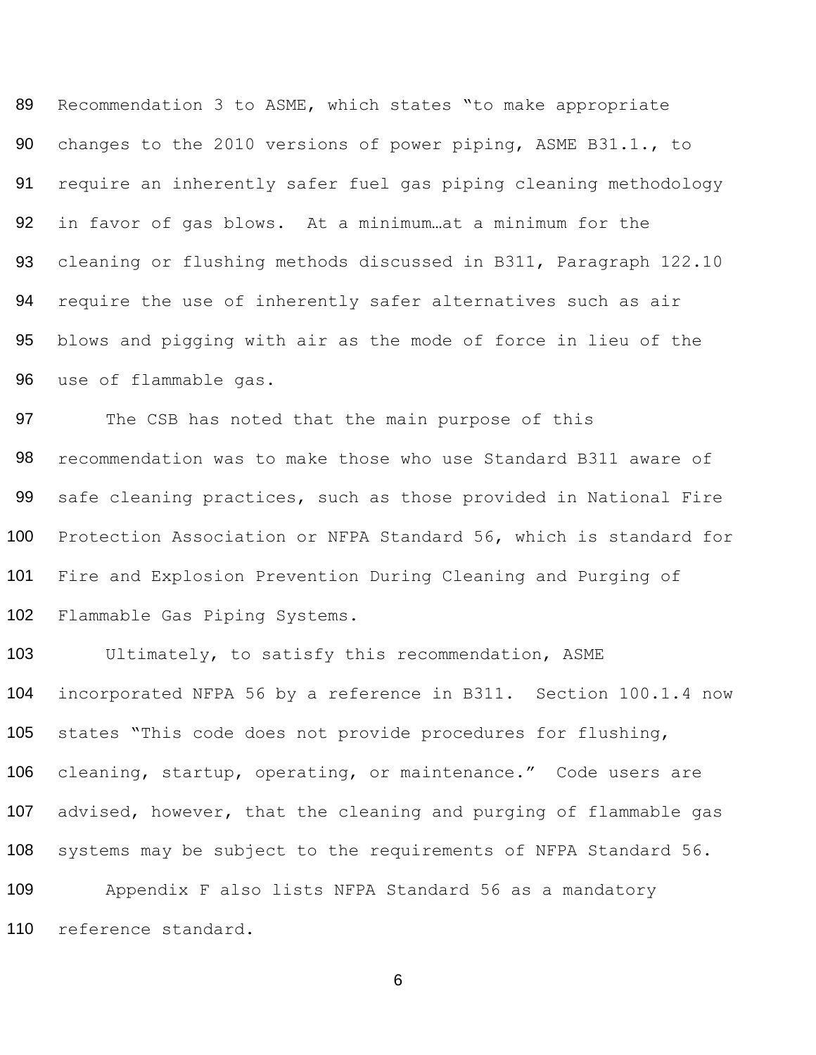Recommendation 3 to ASME, which states "to make appropriate changes to the 2010 versions of power piping, ASME B31.1., to require an inherently safer fuel gas piping cleaning methodology in favor of gas blows. At a minimum…at a minimum for the cleaning or flushing methods discussed in B311, Paragraph 122.10 require the use of inherently safer alternatives such as air blows and pigging with air as the mode of force in lieu of the use of flammable gas.

The CSB has noted that the main purpose of this recommendation was to make those who use Standard B311 aware of safe cleaning practices, such as those provided in National Fire Protection Association or NFPA Standard 56, which is standard for Fire and Explosion Prevention During Cleaning and Purging of Flammable Gas Piping Systems.

Ultimately, to satisfy this recommendation, ASME incorporated NFPA 56 by a reference in B311. Section 100.1.4 now states "This code does not provide procedures for flushing, cleaning, startup, operating, or maintenance." Code users are advised, however, that the cleaning and purging of flammable gas systems may be subject to the requirements of NFPA Standard 56.

Appendix F also lists NFPA Standard 56 as a mandatory reference standard.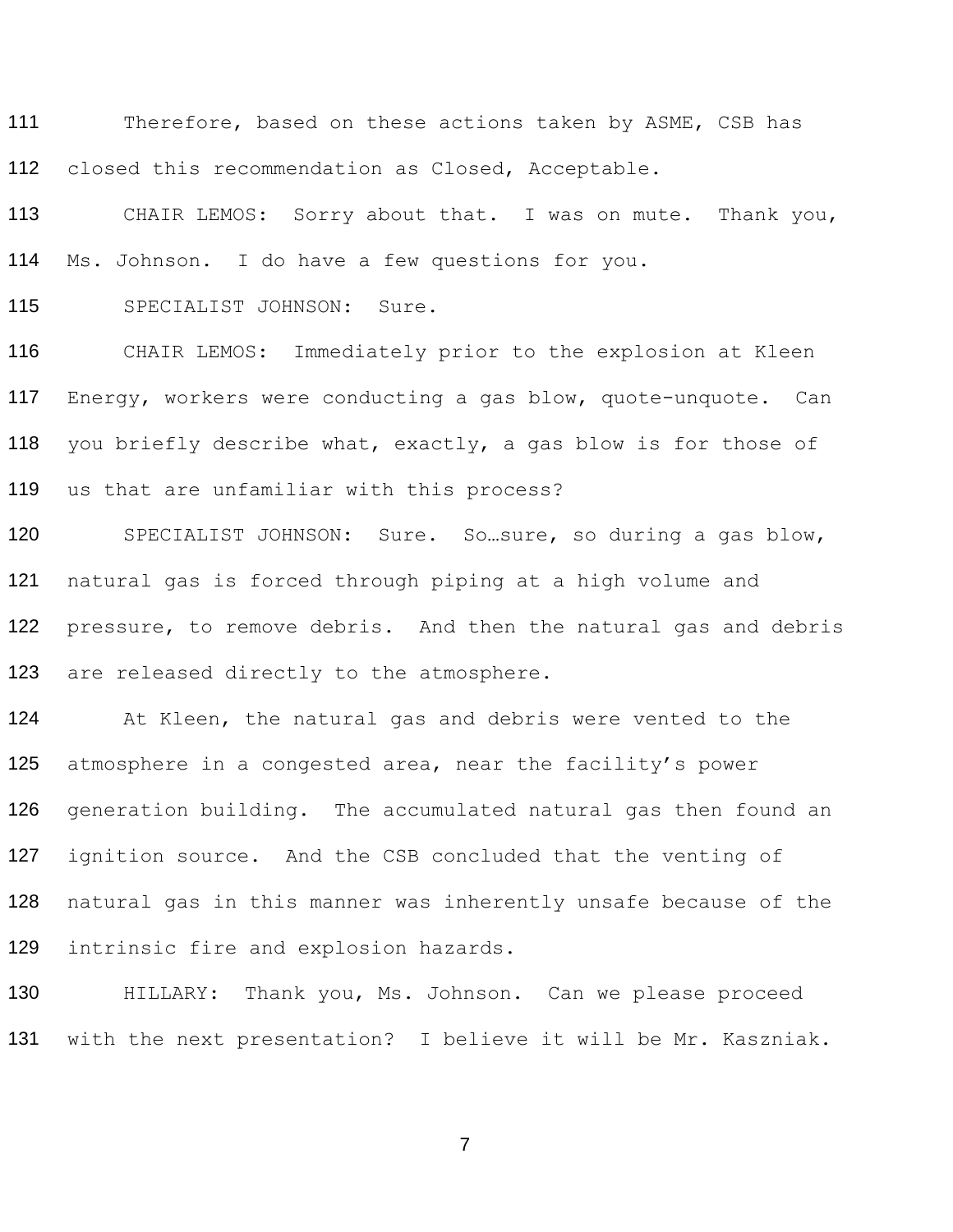111 Therefore, based on these actions taken by ASME, CSB has
112 closed this recommendation as Closed, Acceptable.

113 CHAIR LEMOS: Sorry about that. I was on mute. Thank you,
114 Ms. Johnson. I do have a few questions for you.

115 SPECIALIST JOHNSON: Sure.

116 CHAIR LEMOS: Immediately prior to the explosion at Kleen
117 Energy, workers were conducting a gas blow, quote-unquote. Can
118 you briefly describe what, exactly, a gas blow is for those of
119 us that are unfamiliar with this process?

120 SPECIALIST JOHNSON: Sure. So…sure, so during a gas blow,
121 natural gas is forced through piping at a high volume and
122 pressure, to remove debris. And then the natural gas and debris
123 are released directly to the atmosphere.

124 At Kleen, the natural gas and debris were vented to the
125 atmosphere in a congested area, near the facility's power
126 generation building. The accumulated natural gas then found an
127 ignition source. And the CSB concluded that the venting of
128 natural gas in this manner was inherently unsafe because of the
129 intrinsic fire and explosion hazards.

130 HILLARY: Thank you, Ms. Johnson. Can we please proceed
131 with the next presentation? I believe it will be Mr. Kaszniak.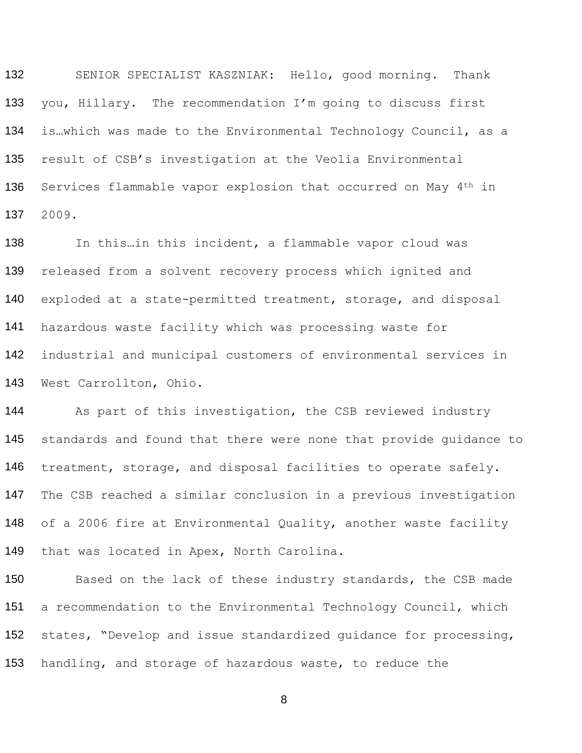SENIOR SPECIALIST KASZNIAK: Hello, good morning. Thank you, Hillary. The recommendation I'm going to discuss first is…which was made to the Environmental Technology Council, as a result of CSB's investigation at the Veolia Environmental Services flammable vapor explosion that occurred on May 4th in 2009.

In this…in this incident, a flammable vapor cloud was released from a solvent recovery process which ignited and exploded at a state-permitted treatment, storage, and disposal hazardous waste facility which was processing waste for industrial and municipal customers of environmental services in West Carrollton, Ohio.

As part of this investigation, the CSB reviewed industry standards and found that there were none that provide guidance to treatment, storage, and disposal facilities to operate safely. The CSB reached a similar conclusion in a previous investigation of a 2006 fire at Environmental Quality, another waste facility that was located in Apex, North Carolina.

Based on the lack of these industry standards, the CSB made a recommendation to the Environmental Technology Council, which states, "Develop and issue standardized guidance for processing, handling, and storage of hazardous waste, to reduce the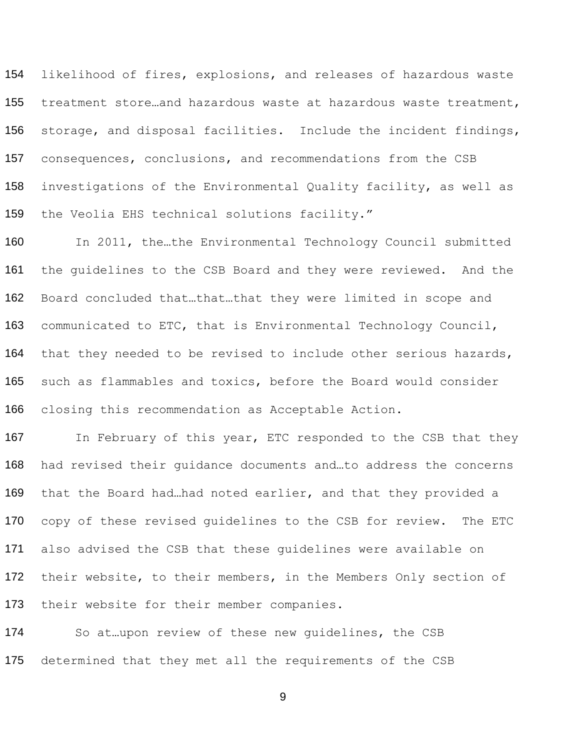likelihood of fires, explosions, and releases of hazardous waste treatment store…and hazardous waste at hazardous waste treatment, storage, and disposal facilities. Include the incident findings, consequences, conclusions, and recommendations from the CSB investigations of the Environmental Quality facility, as well as the Veolia EHS technical solutions facility."

In 2011, the…the Environmental Technology Council submitted the guidelines to the CSB Board and they were reviewed. And the Board concluded that…that…that they were limited in scope and communicated to ETC, that is Environmental Technology Council, that they needed to be revised to include other serious hazards, such as flammables and toxics, before the Board would consider closing this recommendation as Acceptable Action.

In February of this year, ETC responded to the CSB that they had revised their guidance documents and…to address the concerns that the Board had…had noted earlier, and that they provided a copy of these revised guidelines to the CSB for review. The ETC also advised the CSB that these guidelines were available on their website, to their members, in the Members Only section of their website for their member companies.

So at…upon review of these new guidelines, the CSB determined that they met all the requirements of the CSB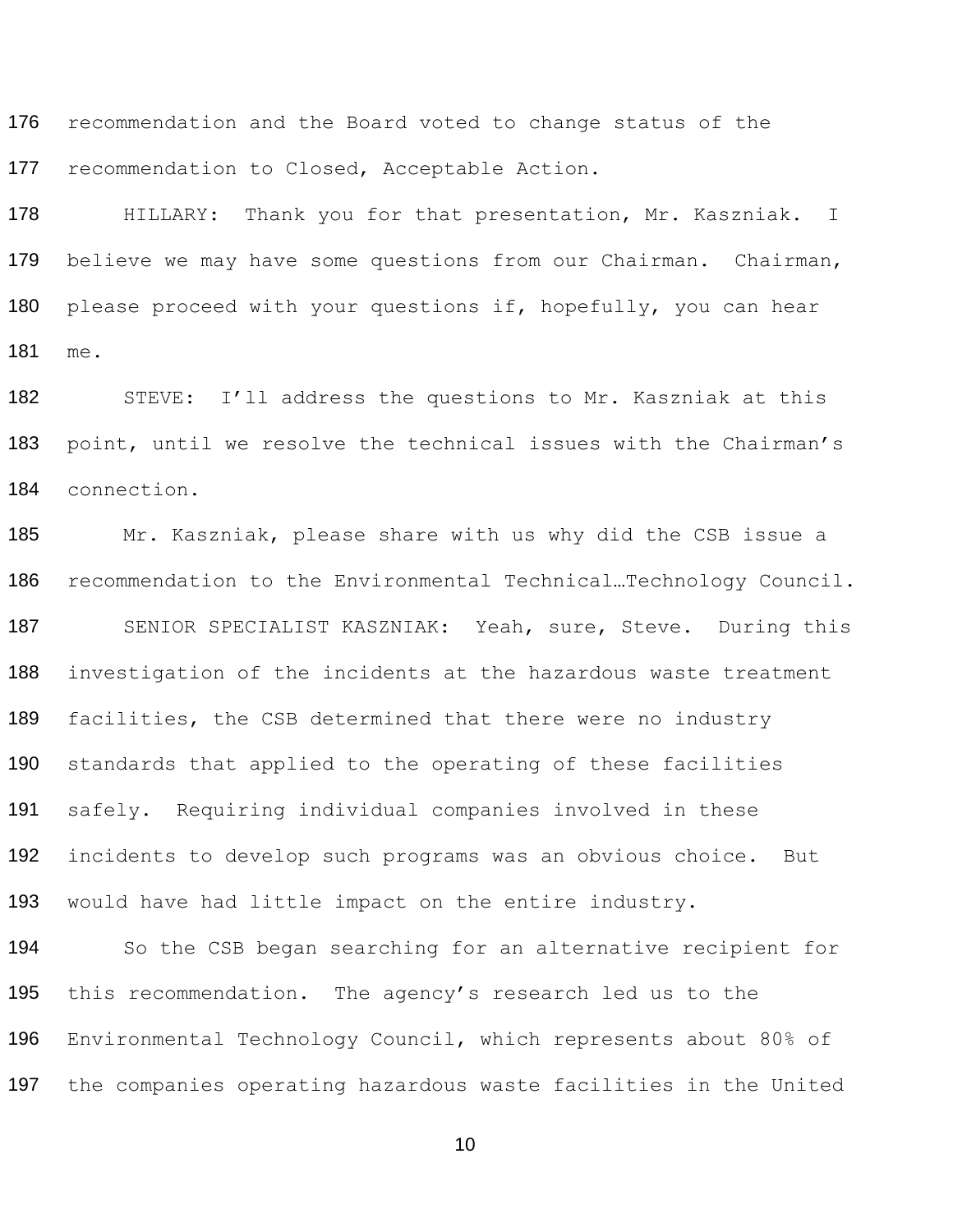recommendation and the Board voted to change status of the recommendation to Closed, Acceptable Action.

HILLARY: Thank you for that presentation, Mr. Kaszniak. I believe we may have some questions from our Chairman. Chairman, please proceed with your questions if, hopefully, you can hear me.

STEVE: I'll address the questions to Mr. Kaszniak at this point, until we resolve the technical issues with the Chairman's connection.

Mr. Kaszniak, please share with us why did the CSB issue a recommendation to the Environmental Technical…Technology Council.

SENIOR SPECIALIST KASZNIAK: Yeah, sure, Steve. During this investigation of the incidents at the hazardous waste treatment facilities, the CSB determined that there were no industry standards that applied to the operating of these facilities safely. Requiring individual companies involved in these incidents to develop such programs was an obvious choice. But would have had little impact on the entire industry.

So the CSB began searching for an alternative recipient for this recommendation. The agency's research led us to the Environmental Technology Council, which represents about 80% of the companies operating hazardous waste facilities in the United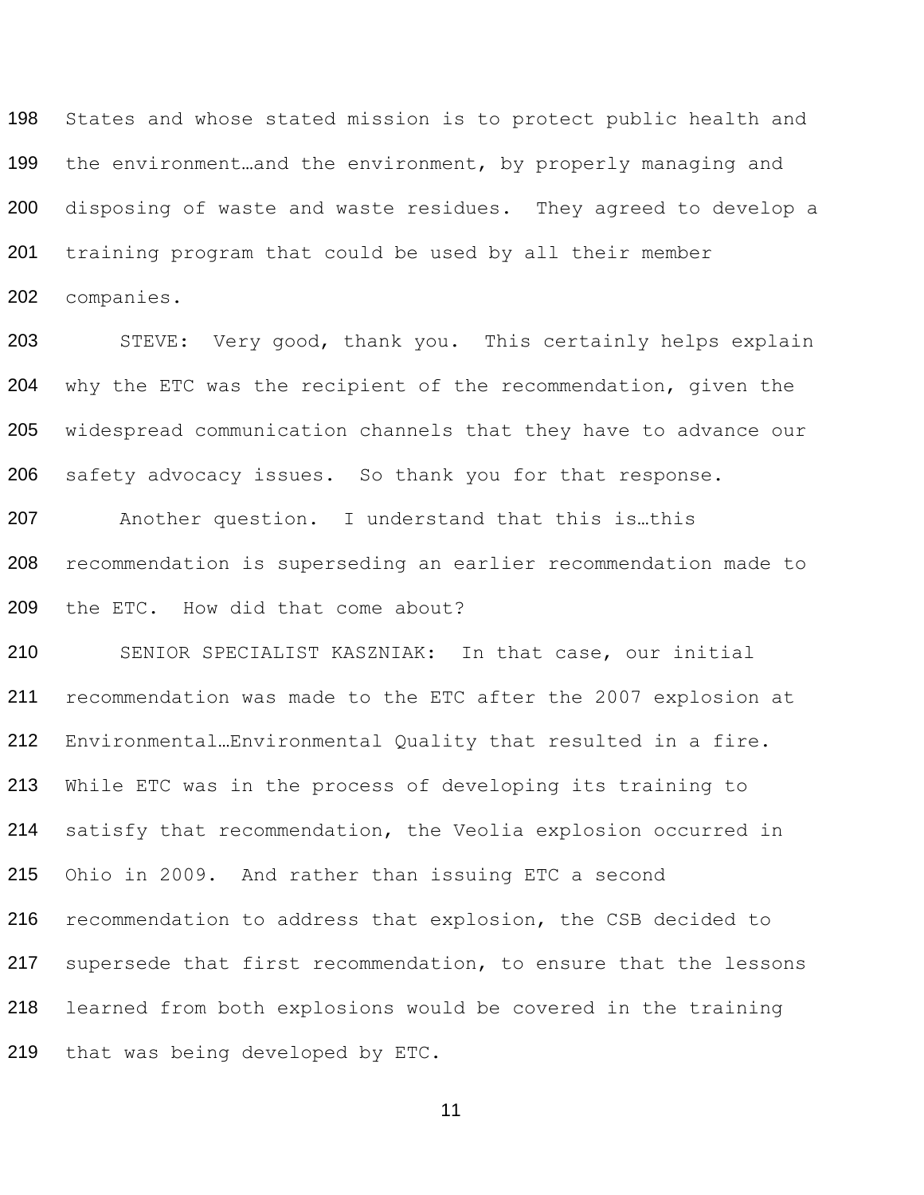States and whose stated mission is to protect public health and the environment…and the environment, by properly managing and disposing of waste and waste residues. They agreed to develop a training program that could be used by all their member companies.

STEVE: Very good, thank you. This certainly helps explain why the ETC was the recipient of the recommendation, given the widespread communication channels that they have to advance our safety advocacy issues. So thank you for that response.

Another question. I understand that this is…this recommendation is superseding an earlier recommendation made to the ETC. How did that come about?

SENIOR SPECIALIST KASZNIAK: In that case, our initial recommendation was made to the ETC after the 2007 explosion at Environmental…Environmental Quality that resulted in a fire. While ETC was in the process of developing its training to satisfy that recommendation, the Veolia explosion occurred in Ohio in 2009. And rather than issuing ETC a second recommendation to address that explosion, the CSB decided to supersede that first recommendation, to ensure that the lessons learned from both explosions would be covered in the training that was being developed by ETC.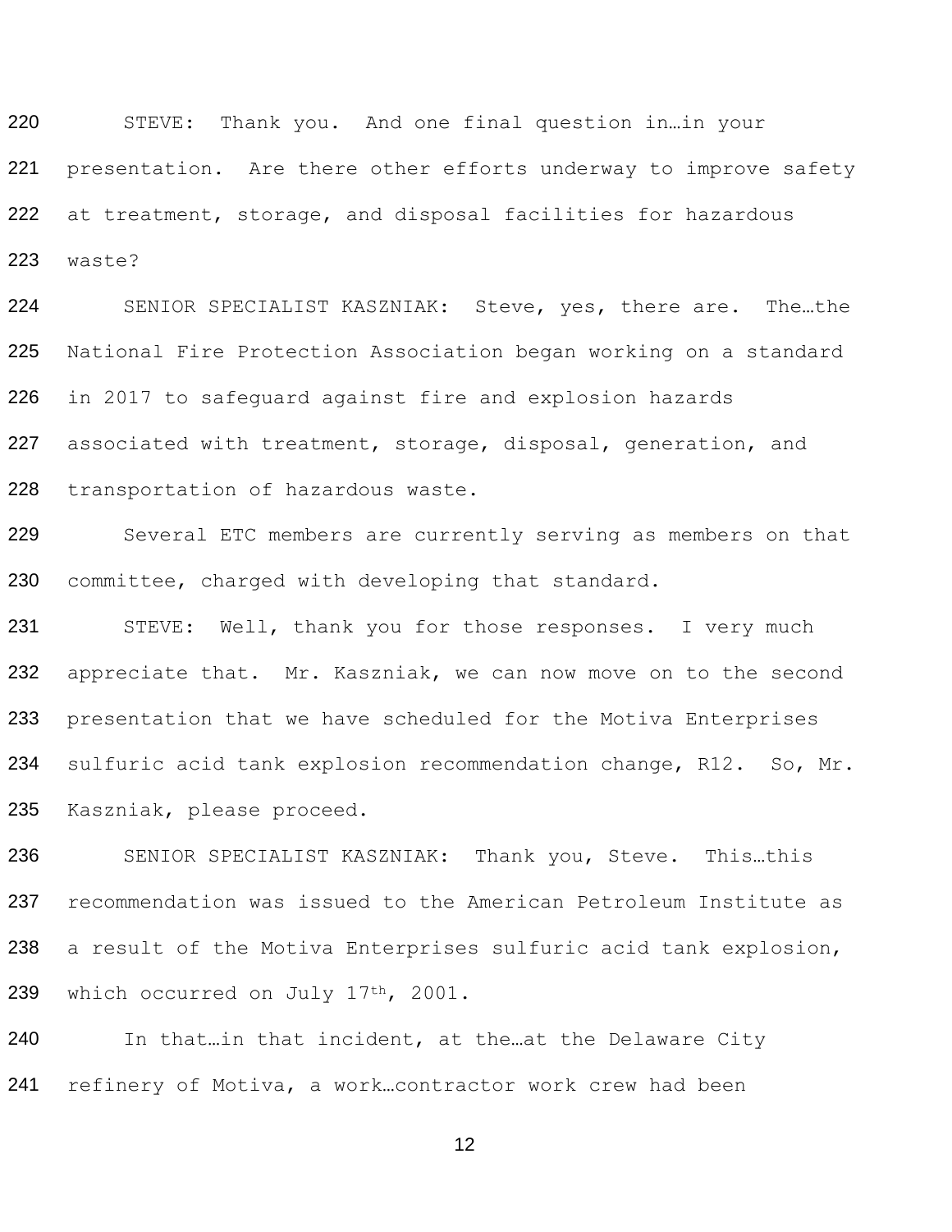STEVE: Thank you. And one final question in…in your presentation. Are there other efforts underway to improve safety at treatment, storage, and disposal facilities for hazardous waste?

SENIOR SPECIALIST KASZNIAK: Steve, yes, there are. The…the National Fire Protection Association began working on a standard in 2017 to safeguard against fire and explosion hazards associated with treatment, storage, disposal, generation, and transportation of hazardous waste.

Several ETC members are currently serving as members on that committee, charged with developing that standard.

STEVE: Well, thank you for those responses. I very much appreciate that. Mr. Kaszniak, we can now move on to the second presentation that we have scheduled for the Motiva Enterprises sulfuric acid tank explosion recommendation change, R12. So, Mr. Kaszniak, please proceed.

SENIOR SPECIALIST KASZNIAK: Thank you, Steve. This…this recommendation was issued to the American Petroleum Institute as a result of the Motiva Enterprises sulfuric acid tank explosion, which occurred on July 17th, 2001.

In that…in that incident, at the…at the Delaware City refinery of Motiva, a work…contractor work crew had been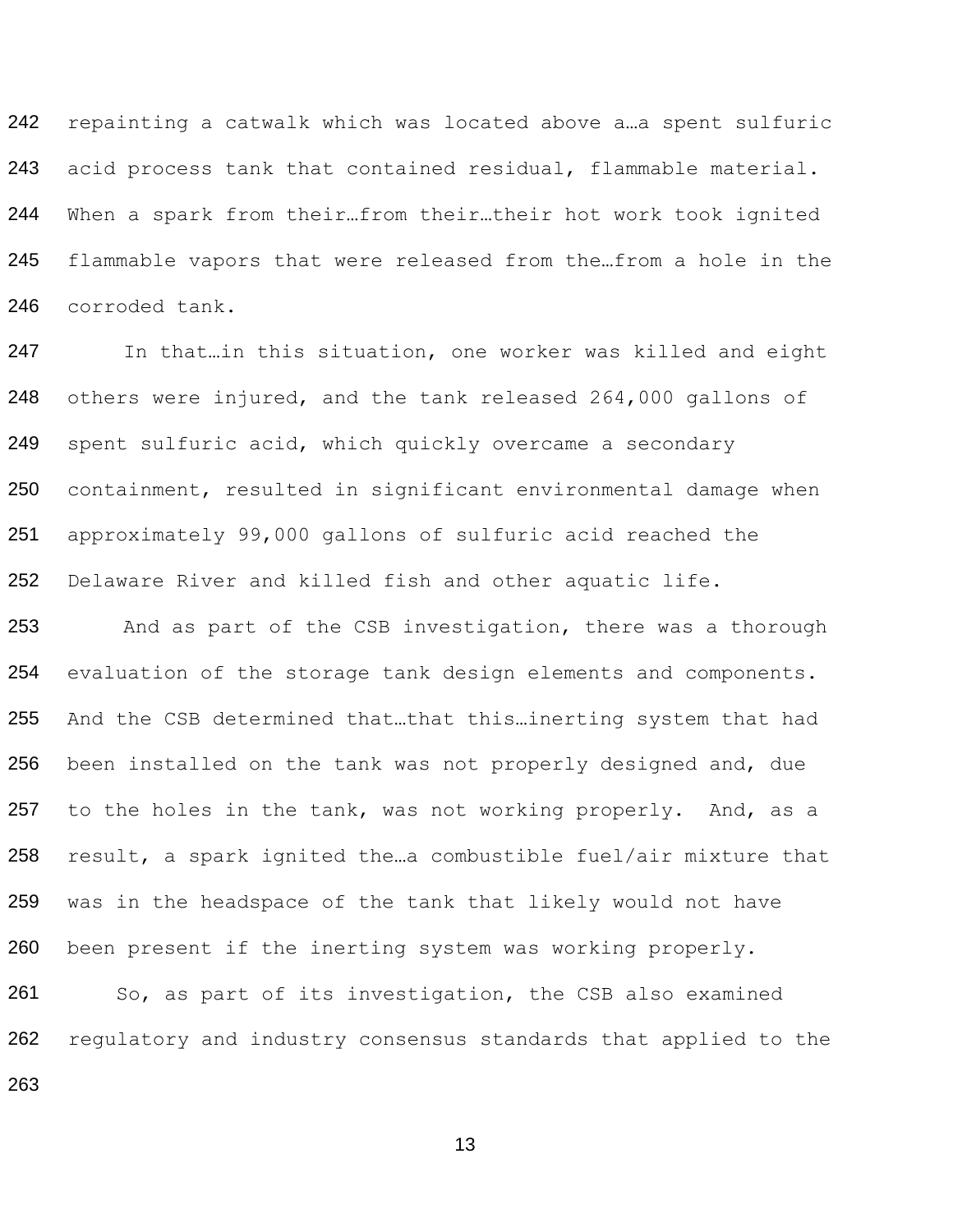repainting a catwalk which was located above a…a spent sulfuric acid process tank that contained residual, flammable material. When a spark from their…from their…their hot work took ignited flammable vapors that were released from the…from a hole in the corroded tank.

In that…in this situation, one worker was killed and eight others were injured, and the tank released 264,000 gallons of spent sulfuric acid, which quickly overcame a secondary containment, resulted in significant environmental damage when approximately 99,000 gallons of sulfuric acid reached the Delaware River and killed fish and other aquatic life.

And as part of the CSB investigation, there was a thorough evaluation of the storage tank design elements and components. And the CSB determined that…that this…inerting system that had been installed on the tank was not properly designed and, due to the holes in the tank, was not working properly. And, as a result, a spark ignited the…a combustible fuel/air mixture that was in the headspace of the tank that likely would not have been present if the inerting system was working properly.

So, as part of its investigation, the CSB also examined regulatory and industry consensus standards that applied to the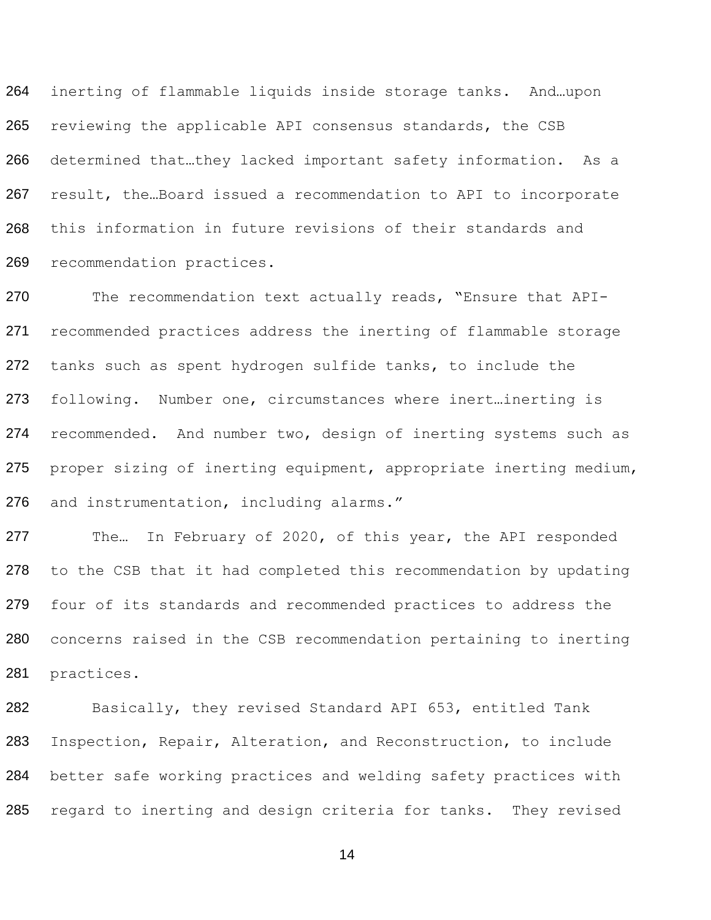inerting of flammable liquids inside storage tanks. And…upon reviewing the applicable API consensus standards, the CSB determined that…they lacked important safety information. As a result, the…Board issued a recommendation to API to incorporate this information in future revisions of their standards and recommendation practices.

The recommendation text actually reads, "Ensure that API-recommended practices address the inerting of flammable storage tanks such as spent hydrogen sulfide tanks, to include the following. Number one, circumstances where inert…inerting is recommended. And number two, design of inerting systems such as proper sizing of inerting equipment, appropriate inerting medium, and instrumentation, including alarms."

The… In February of 2020, of this year, the API responded to the CSB that it had completed this recommendation by updating four of its standards and recommended practices to address the concerns raised in the CSB recommendation pertaining to inerting practices.

Basically, they revised Standard API 653, entitled Tank Inspection, Repair, Alteration, and Reconstruction, to include better safe working practices and welding safety practices with regard to inerting and design criteria for tanks. They revised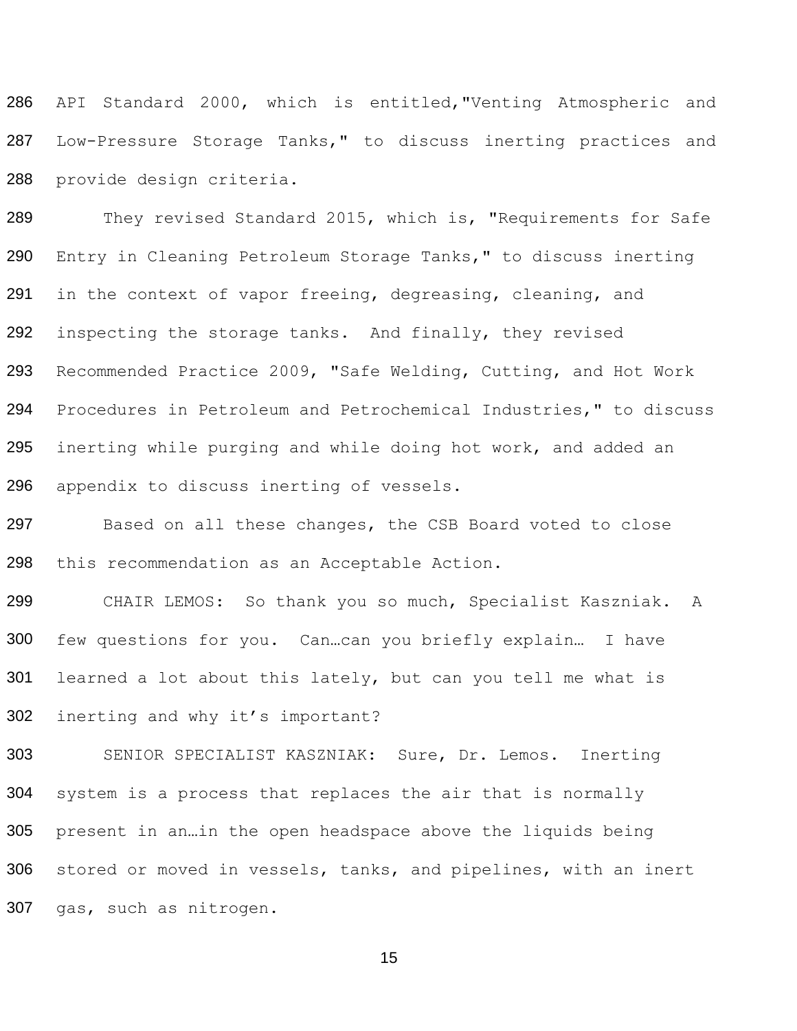API Standard 2000, which is entitled,"Venting Atmospheric and Low-Pressure Storage Tanks," to discuss inerting practices and provide design criteria.

They revised Standard 2015, which is, "Requirements for Safe Entry in Cleaning Petroleum Storage Tanks," to discuss inerting in the context of vapor freeing, degreasing, cleaning, and inspecting the storage tanks. And finally, they revised Recommended Practice 2009, "Safe Welding, Cutting, and Hot Work Procedures in Petroleum and Petrochemical Industries," to discuss inerting while purging and while doing hot work, and added an appendix to discuss inerting of vessels.

Based on all these changes, the CSB Board voted to close this recommendation as an Acceptable Action.

CHAIR LEMOS: So thank you so much, Specialist Kaszniak. A few questions for you. Can…can you briefly explain… I have learned a lot about this lately, but can you tell me what is inerting and why it's important?

SENIOR SPECIALIST KASZNIAK: Sure, Dr. Lemos. Inerting system is a process that replaces the air that is normally present in an…in the open headspace above the liquids being stored or moved in vessels, tanks, and pipelines, with an inert gas, such as nitrogen.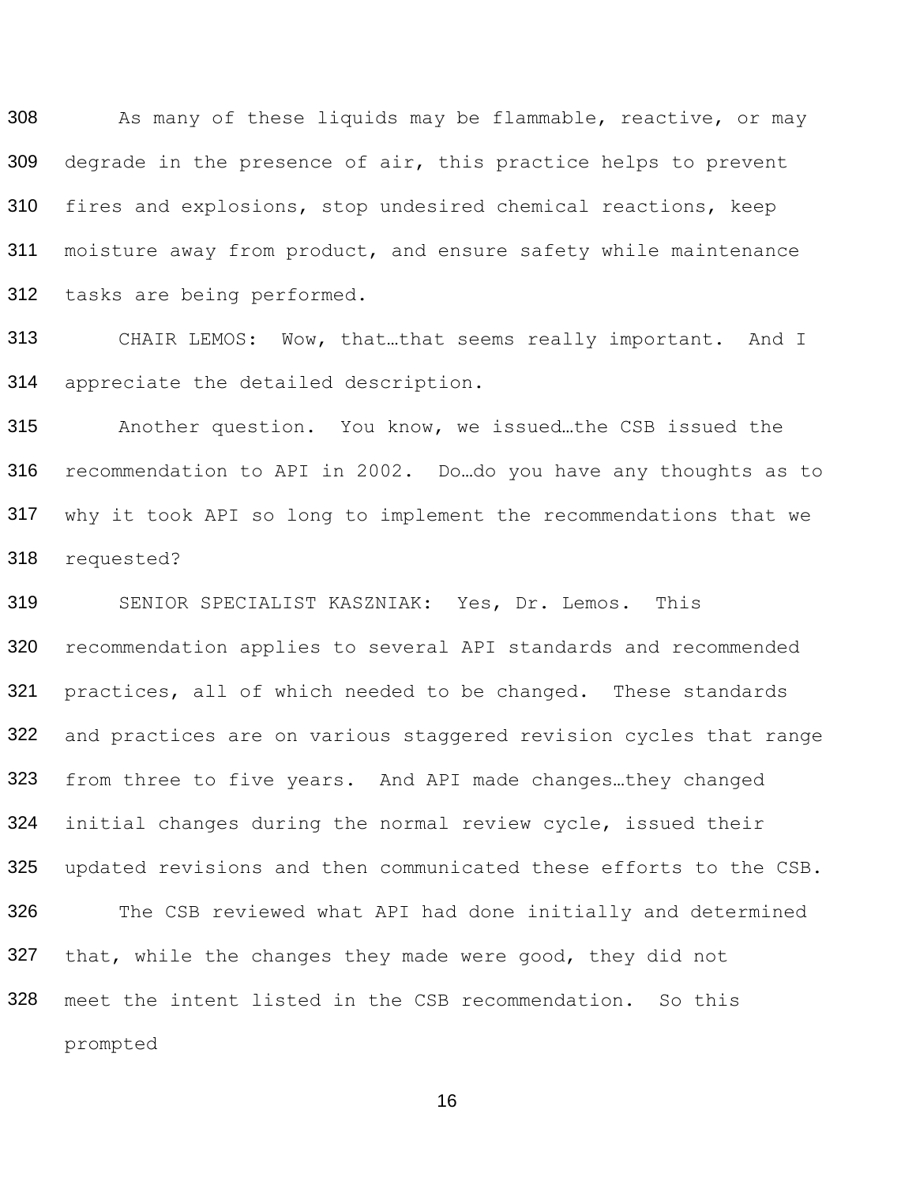As many of these liquids may be flammable, reactive, or may degrade in the presence of air, this practice helps to prevent fires and explosions, stop undesired chemical reactions, keep moisture away from product, and ensure safety while maintenance tasks are being performed.

CHAIR LEMOS: Wow, that…that seems really important. And I appreciate the detailed description.

Another question. You know, we issued…the CSB issued the recommendation to API in 2002. Do…do you have any thoughts as to why it took API so long to implement the recommendations that we requested?

SENIOR SPECIALIST KASZNIAK: Yes, Dr. Lemos. This recommendation applies to several API standards and recommended practices, all of which needed to be changed. These standards and practices are on various staggered revision cycles that range from three to five years. And API made changes…they changed initial changes during the normal review cycle, issued their updated revisions and then communicated these efforts to the CSB.

The CSB reviewed what API had done initially and determined that, while the changes they made were good, they did not meet the intent listed in the CSB recommendation. So this prompted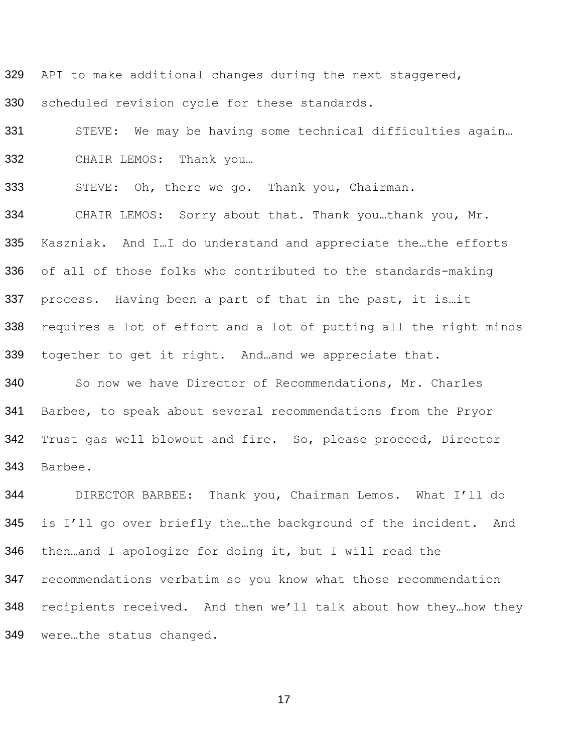API to make additional changes during the next staggered, scheduled revision cycle for these standards.

STEVE: We may be having some technical difficulties again…

CHAIR LEMOS: Thank you…

STEVE: Oh, there we go. Thank you, Chairman.

CHAIR LEMOS: Sorry about that. Thank you…thank you, Mr. Kaszniak. And I…I do understand and appreciate the…the efforts of all of those folks who contributed to the standards-making process. Having been a part of that in the past, it is…it requires a lot of effort and a lot of putting all the right minds together to get it right. And…and we appreciate that.

So now we have Director of Recommendations, Mr. Charles Barbee, to speak about several recommendations from the Pryor Trust gas well blowout and fire. So, please proceed, Director Barbee.

DIRECTOR BARBEE: Thank you, Chairman Lemos. What I'll do is I'll go over briefly the…the background of the incident. And then…and I apologize for doing it, but I will read the recommendations verbatim so you know what those recommendation recipients received. And then we'll talk about how they…how they were…the status changed.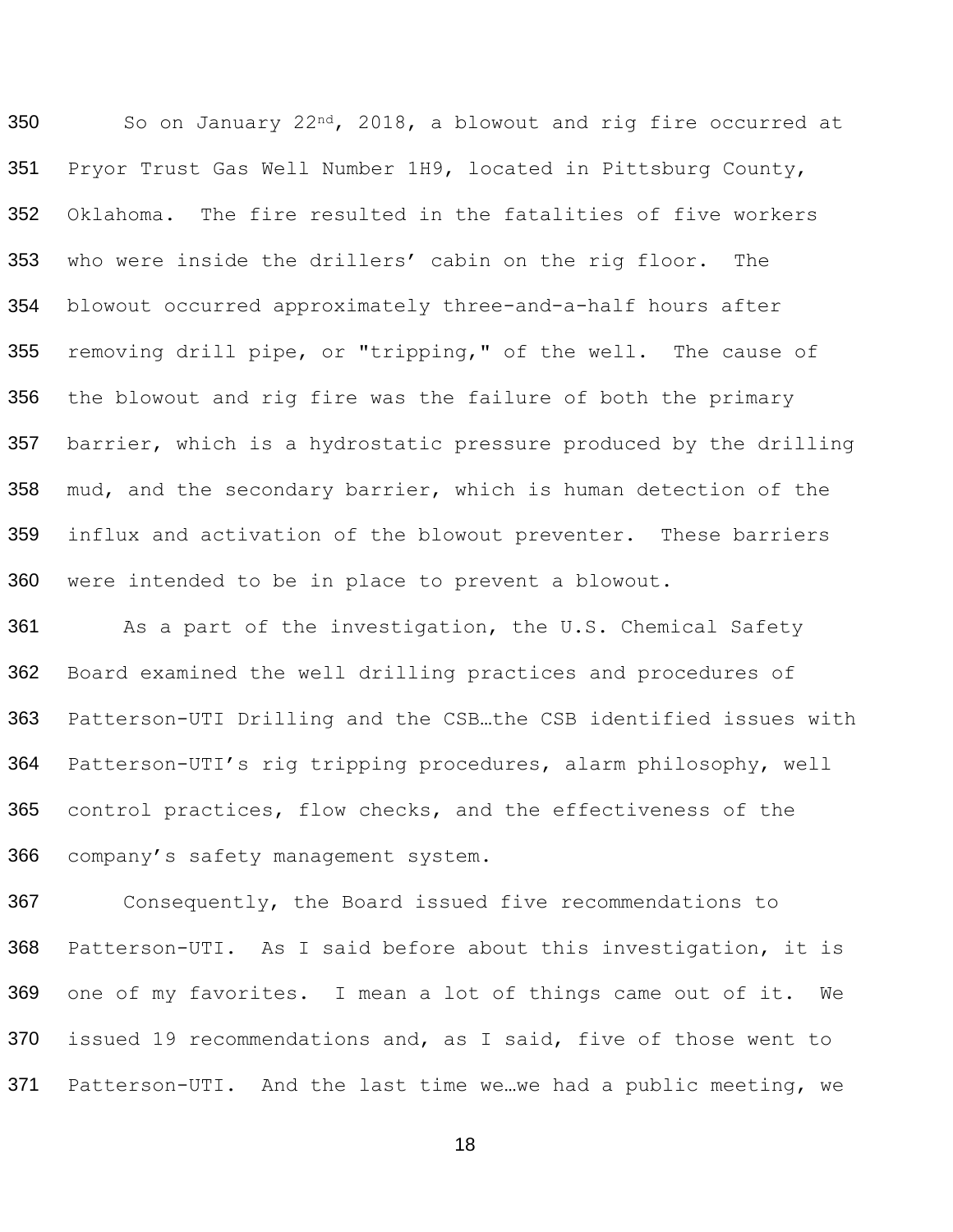So on January 22nd, 2018, a blowout and rig fire occurred at Pryor Trust Gas Well Number 1H9, located in Pittsburg County, Oklahoma. The fire resulted in the fatalities of five workers who were inside the drillers' cabin on the rig floor. The blowout occurred approximately three-and-a-half hours after removing drill pipe, or "tripping," of the well. The cause of the blowout and rig fire was the failure of both the primary barrier, which is a hydrostatic pressure produced by the drilling mud, and the secondary barrier, which is human detection of the influx and activation of the blowout preventer. These barriers were intended to be in place to prevent a blowout.

As a part of the investigation, the U.S. Chemical Safety Board examined the well drilling practices and procedures of Patterson-UTI Drilling and the CSB…the CSB identified issues with Patterson-UTI's rig tripping procedures, alarm philosophy, well control practices, flow checks, and the effectiveness of the company's safety management system.

Consequently, the Board issued five recommendations to Patterson-UTI. As I said before about this investigation, it is one of my favorites. I mean a lot of things came out of it. We issued 19 recommendations and, as I said, five of those went to Patterson-UTI. And the last time we…we had a public meeting, we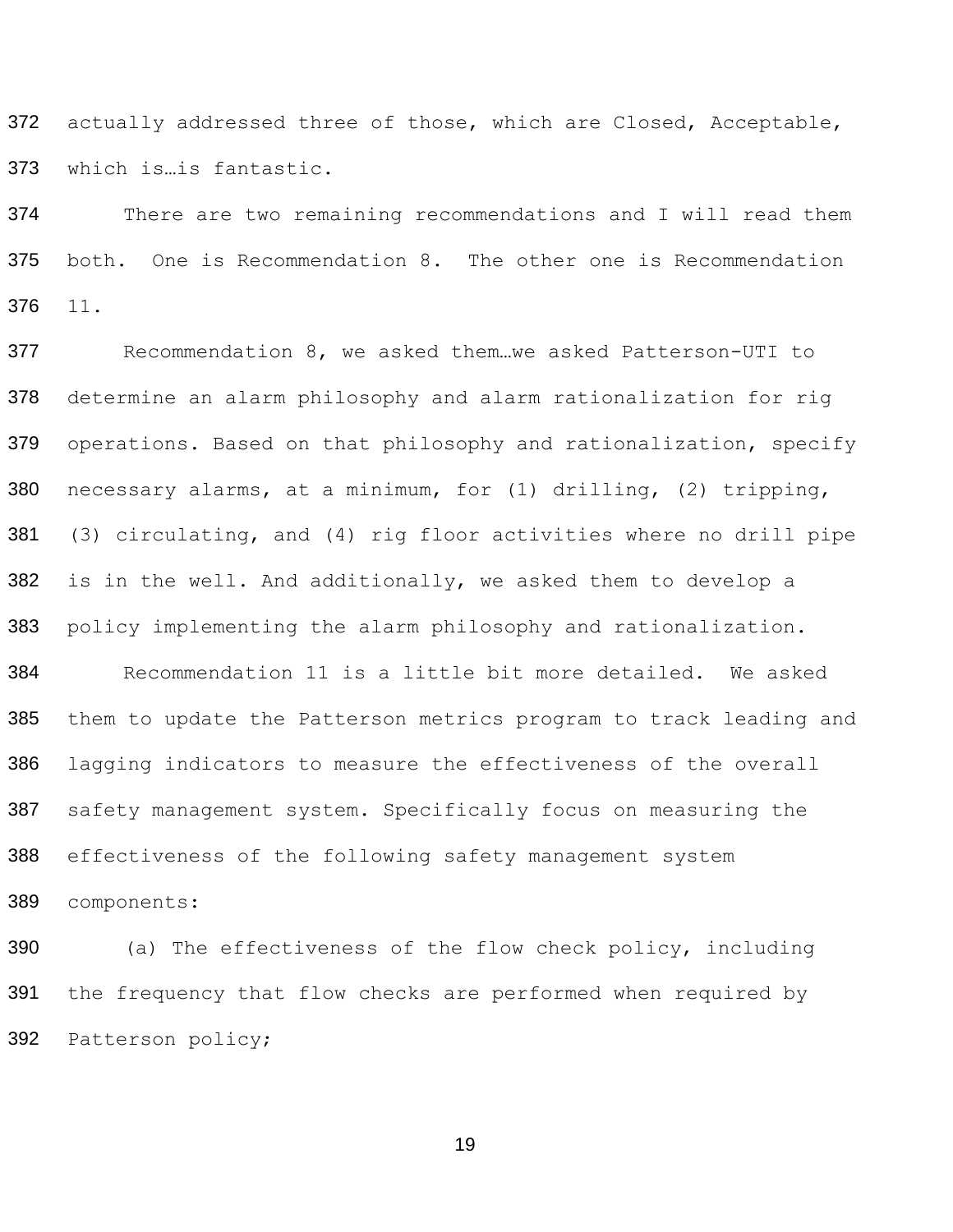actually addressed three of those, which are Closed, Acceptable, which is…is fantastic.

There are two remaining recommendations and I will read them both. One is Recommendation 8. The other one is Recommendation 11.

Recommendation 8, we asked them…we asked Patterson-UTI to determine an alarm philosophy and alarm rationalization for rig operations. Based on that philosophy and rationalization, specify necessary alarms, at a minimum, for (1) drilling, (2) tripping, (3) circulating, and (4) rig floor activities where no drill pipe is in the well. And additionally, we asked them to develop a policy implementing the alarm philosophy and rationalization.

Recommendation 11 is a little bit more detailed. We asked them to update the Patterson metrics program to track leading and lagging indicators to measure the effectiveness of the overall safety management system. Specifically focus on measuring the effectiveness of the following safety management system components:

(a) The effectiveness of the flow check policy, including the frequency that flow checks are performed when required by Patterson policy;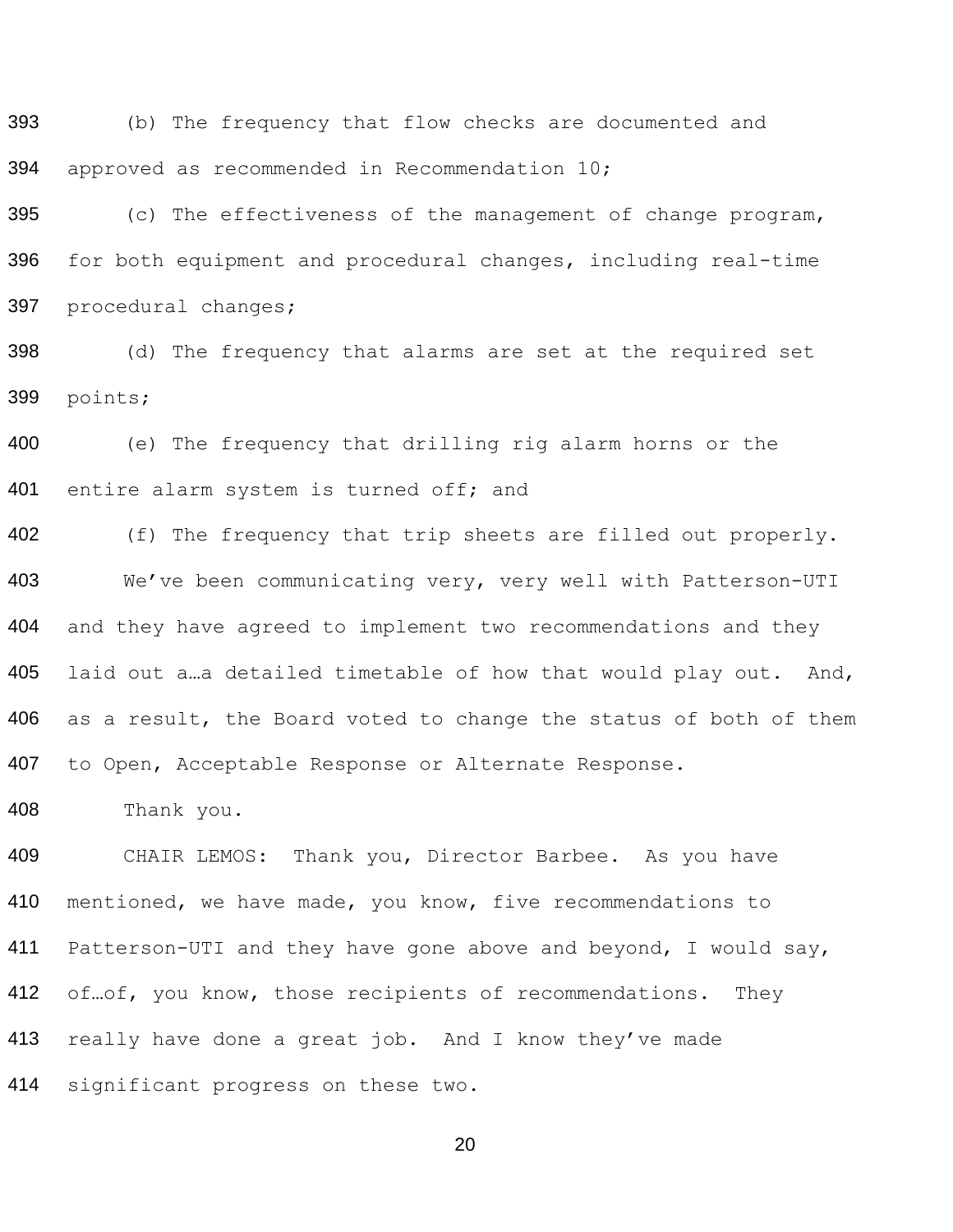(b) The frequency that flow checks are documented and approved as recommended in Recommendation 10;

(c) The effectiveness of the management of change program, for both equipment and procedural changes, including real-time procedural changes;

(d) The frequency that alarms are set at the required set points;

(e) The frequency that drilling rig alarm horns or the entire alarm system is turned off; and

(f) The frequency that trip sheets are filled out properly.

We've been communicating very, very well with Patterson-UTI and they have agreed to implement two recommendations and they laid out a…a detailed timetable of how that would play out. And, as a result, the Board voted to change the status of both of them to Open, Acceptable Response or Alternate Response.

Thank you.

CHAIR LEMOS: Thank you, Director Barbee. As you have mentioned, we have made, you know, five recommendations to Patterson-UTI and they have gone above and beyond, I would say, of…of, you know, those recipients of recommendations. They really have done a great job. And I know they've made significant progress on these two.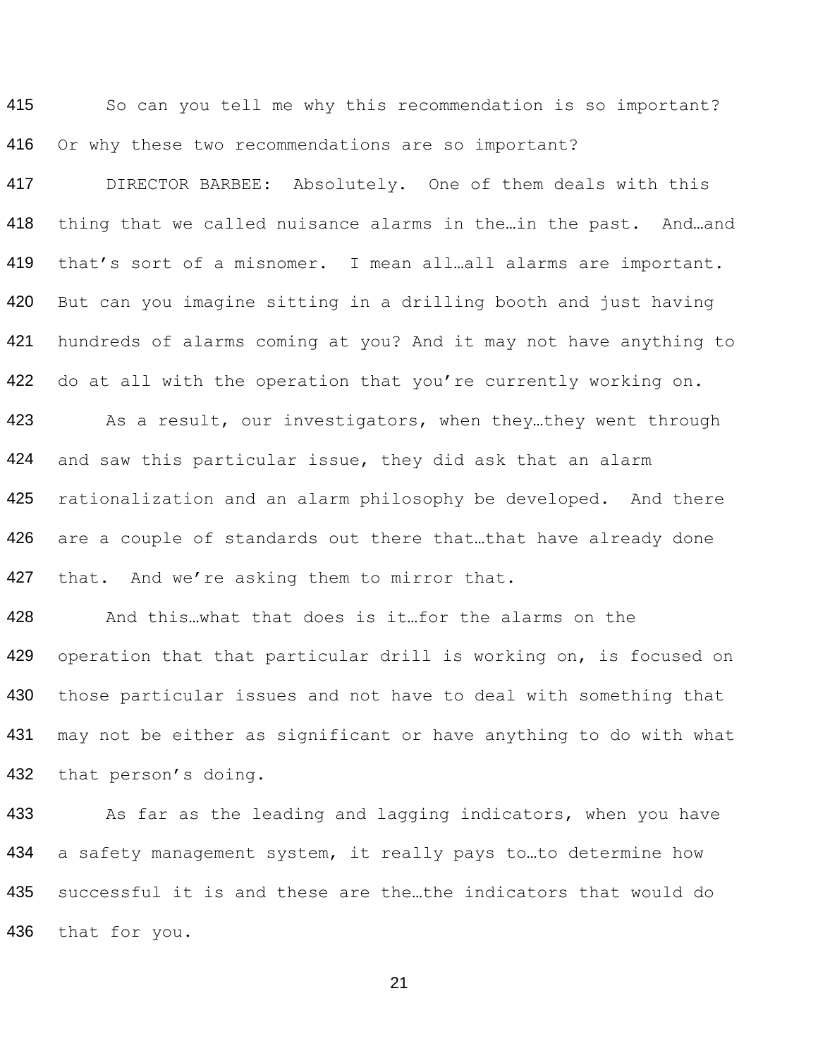So can you tell me why this recommendation is so important? Or why these two recommendations are so important?

DIRECTOR BARBEE: Absolutely. One of them deals with this thing that we called nuisance alarms in the…in the past. And…and that's sort of a misnomer. I mean all…all alarms are important. But can you imagine sitting in a drilling booth and just having hundreds of alarms coming at you? And it may not have anything to do at all with the operation that you're currently working on.

As a result, our investigators, when they…they went through and saw this particular issue, they did ask that an alarm rationalization and an alarm philosophy be developed. And there are a couple of standards out there that…that have already done that. And we're asking them to mirror that.

And this…what that does is it…for the alarms on the operation that that particular drill is working on, is focused on those particular issues and not have to deal with something that may not be either as significant or have anything to do with what that person's doing.

As far as the leading and lagging indicators, when you have a safety management system, it really pays to…to determine how successful it is and these are the…the indicators that would do that for you.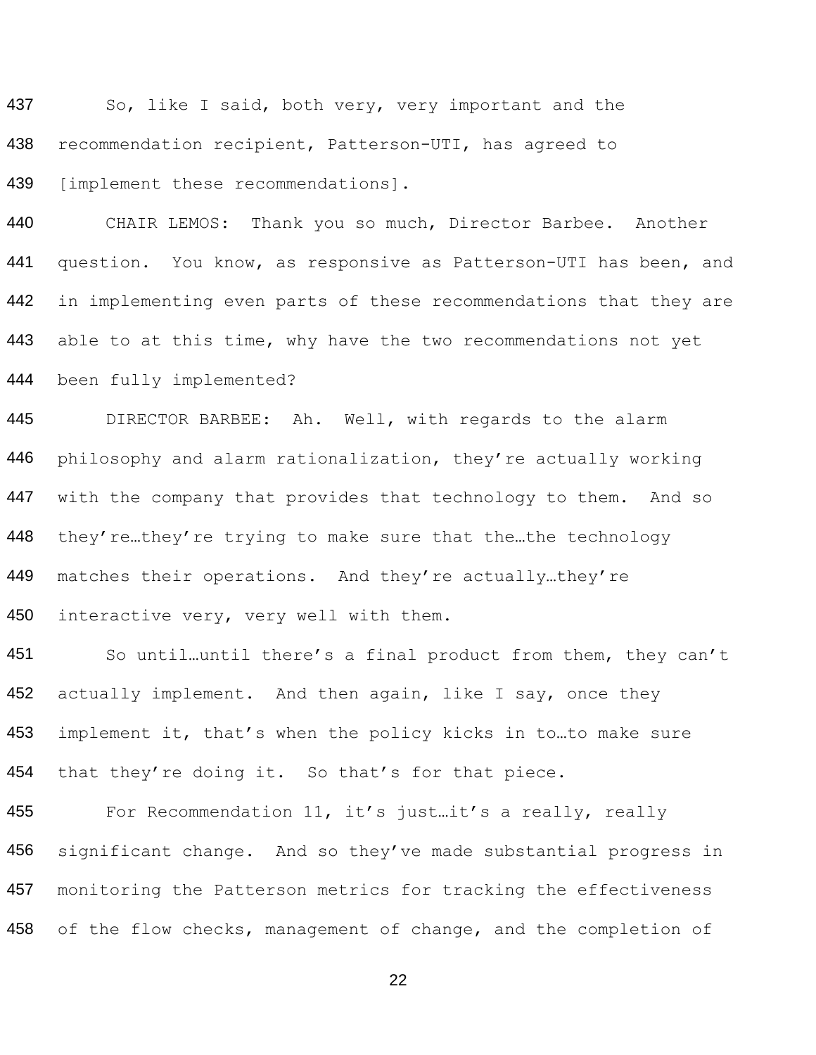So, like I said, both very, very important and the recommendation recipient, Patterson-UTI, has agreed to [implement these recommendations].

CHAIR LEMOS: Thank you so much, Director Barbee. Another question. You know, as responsive as Patterson-UTI has been, and in implementing even parts of these recommendations that they are able to at this time, why have the two recommendations not yet been fully implemented?

DIRECTOR BARBEE: Ah. Well, with regards to the alarm philosophy and alarm rationalization, they're actually working with the company that provides that technology to them. And so they're…they're trying to make sure that the…the technology matches their operations. And they're actually…they're interactive very, very well with them.

So until…until there's a final product from them, they can't actually implement. And then again, like I say, once they implement it, that's when the policy kicks in to…to make sure that they're doing it. So that's for that piece.

For Recommendation 11, it's just…it's a really, really significant change. And so they've made substantial progress in monitoring the Patterson metrics for tracking the effectiveness of the flow checks, management of change, and the completion of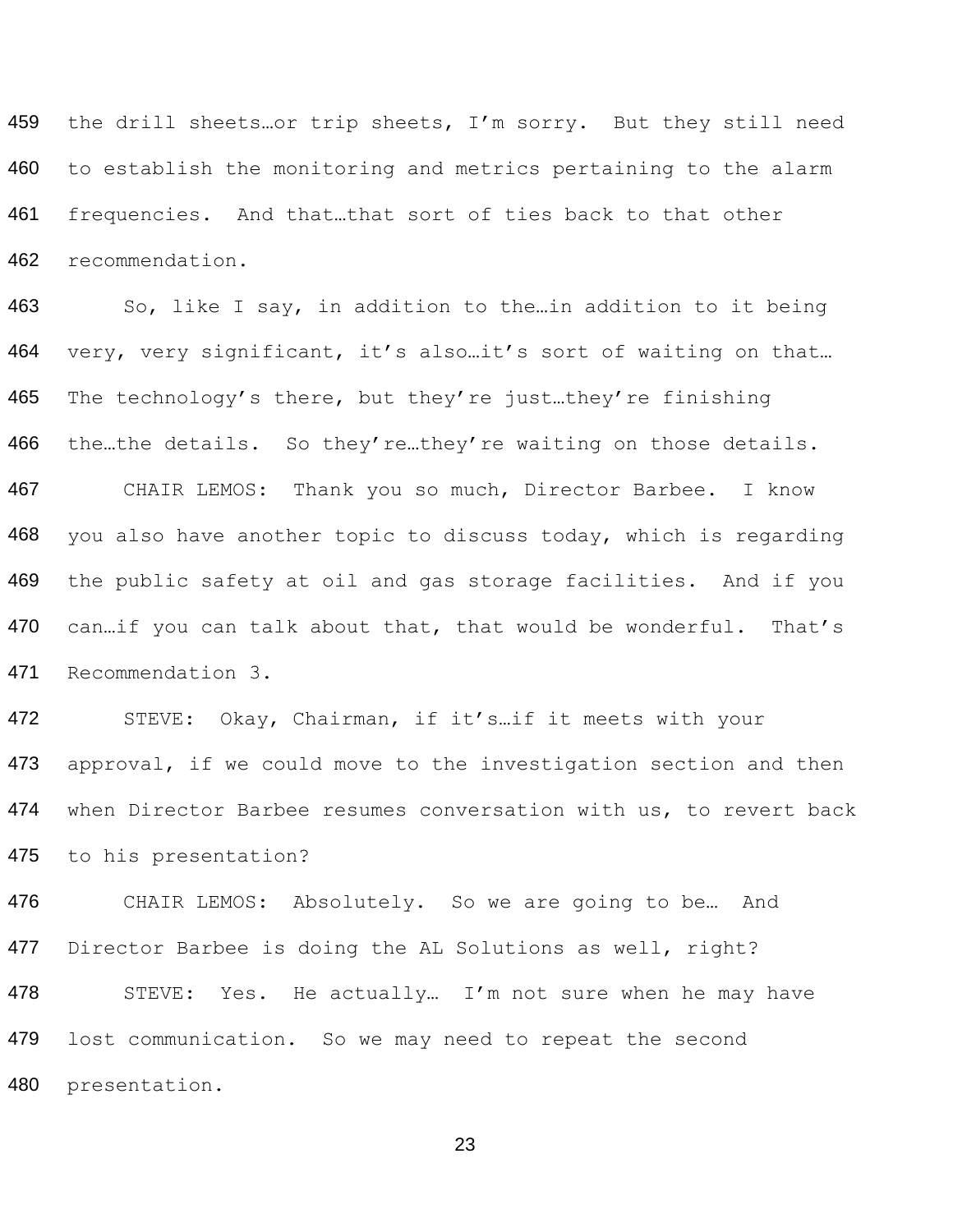459 the drill sheets…or trip sheets, I'm sorry. But they still need
460 to establish the monitoring and metrics pertaining to the alarm
461 frequencies. And that…that sort of ties back to that other
462 recommendation.

463 So, like I say, in addition to the…in addition to it being
464 very, very significant, it's also…it's sort of waiting on that…
465 The technology's there, but they're just…they're finishing
466 the…the details. So they're…they're waiting on those details.

467 CHAIR LEMOS: Thank you so much, Director Barbee. I know
468 you also have another topic to discuss today, which is regarding
469 the public safety at oil and gas storage facilities. And if you
470 can…if you can talk about that, that would be wonderful. That's
471 Recommendation 3.

472 STEVE: Okay, Chairman, if it's…if it meets with your
473 approval, if we could move to the investigation section and then
474 when Director Barbee resumes conversation with us, to revert back
475 to his presentation?

476 CHAIR LEMOS: Absolutely. So we are going to be… And
477 Director Barbee is doing the AL Solutions as well, right?

478 STEVE: Yes. He actually… I'm not sure when he may have
479 lost communication. So we may need to repeat the second
480 presentation.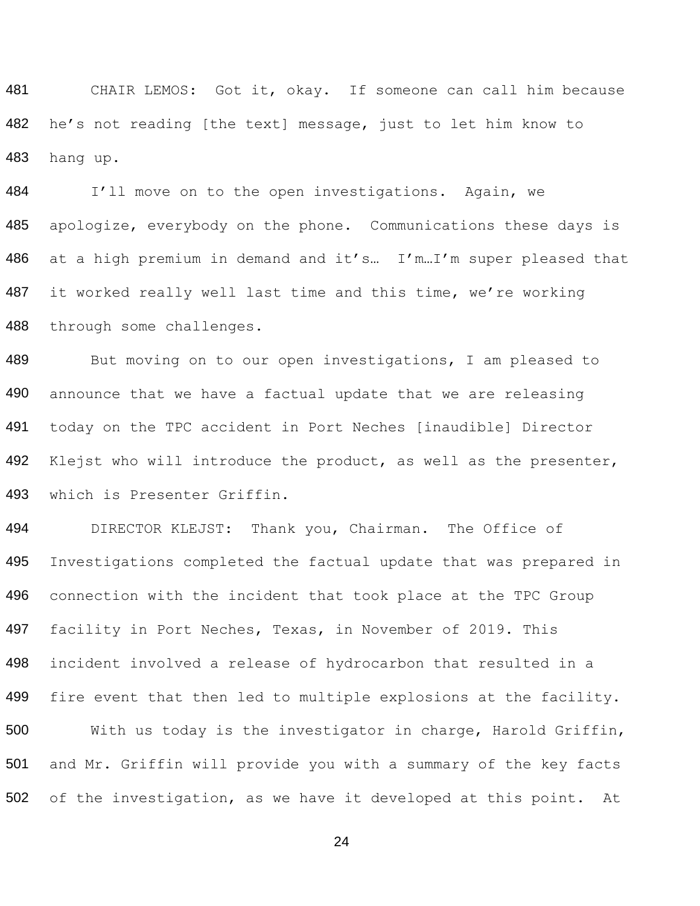CHAIR LEMOS: Got it, okay. If someone can call him because he's not reading [the text] message, just to let him know to hang up.

I'll move on to the open investigations. Again, we apologize, everybody on the phone. Communications these days is at a high premium in demand and it's… I'm…I'm super pleased that it worked really well last time and this time, we're working through some challenges.

But moving on to our open investigations, I am pleased to announce that we have a factual update that we are releasing today on the TPC accident in Port Neches [inaudible] Director Klejst who will introduce the product, as well as the presenter, which is Presenter Griffin.

DIRECTOR KLEJST: Thank you, Chairman. The Office of Investigations completed the factual update that was prepared in connection with the incident that took place at the TPC Group facility in Port Neches, Texas, in November of 2019. This incident involved a release of hydrocarbon that resulted in a fire event that then led to multiple explosions at the facility.

With us today is the investigator in charge, Harold Griffin, and Mr. Griffin will provide you with a summary of the key facts of the investigation, as we have it developed at this point. At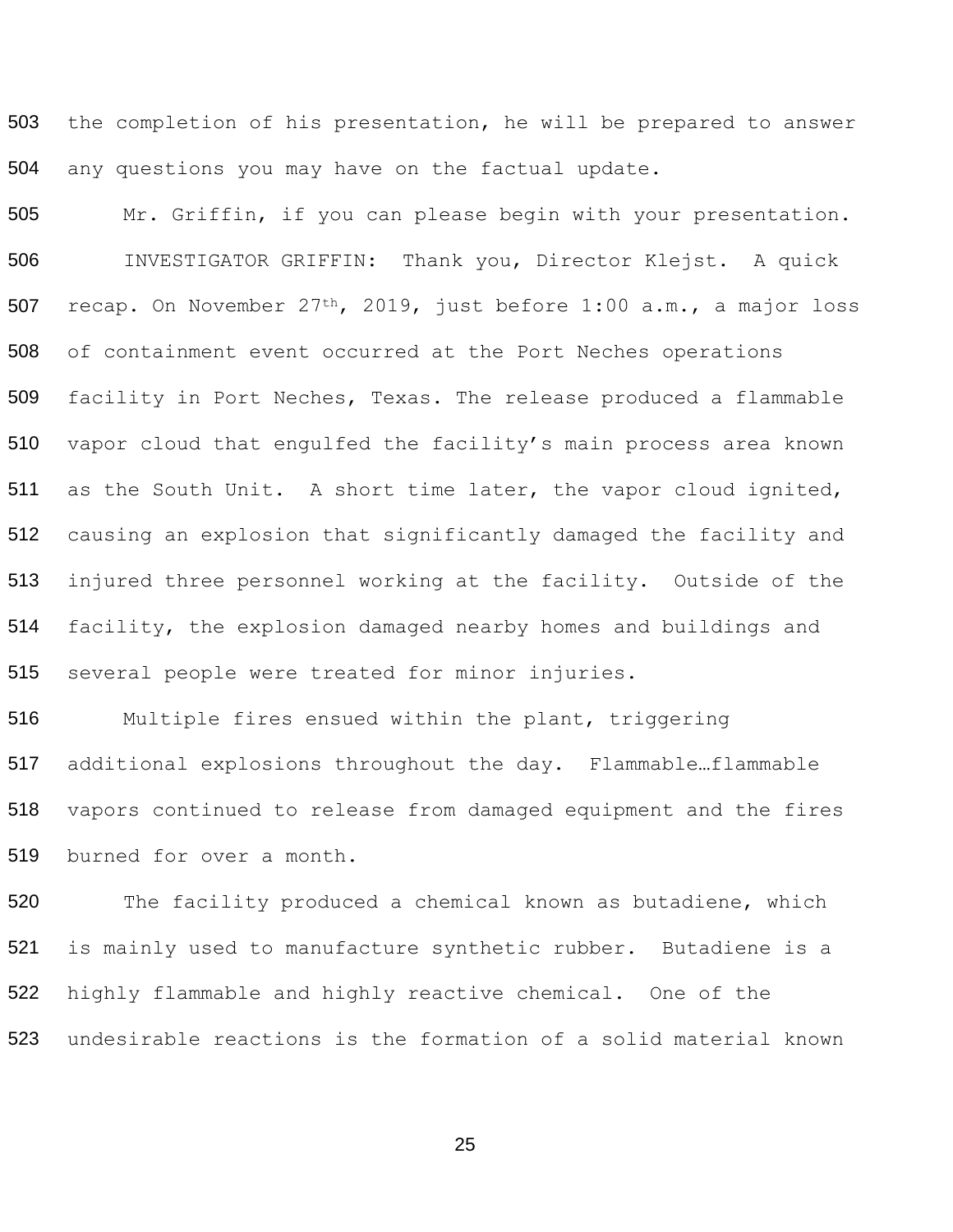503 the completion of his presentation, he will be prepared to answer

504 any questions you may have on the factual update.

505 Mr. Griffin, if you can please begin with your presentation.

506 INVESTIGATOR GRIFFIN: Thank you, Director Klejst. A quick

507 recap. On November 27th, 2019, just before 1:00 a.m., a major loss

508 of containment event occurred at the Port Neches operations

509 facility in Port Neches, Texas. The release produced a flammable

510 vapor cloud that engulfed the facility's main process area known

511 as the South Unit. A short time later, the vapor cloud ignited,

512 causing an explosion that significantly damaged the facility and

513 injured three personnel working at the facility. Outside of the

514 facility, the explosion damaged nearby homes and buildings and

515 several people were treated for minor injuries.

516 Multiple fires ensued within the plant, triggering

517 additional explosions throughout the day. Flammable…flammable

518 vapors continued to release from damaged equipment and the fires

519 burned for over a month.

520 The facility produced a chemical known as butadiene, which

521 is mainly used to manufacture synthetic rubber. Butadiene is a

522 highly flammable and highly reactive chemical. One of the

523 undesirable reactions is the formation of a solid material known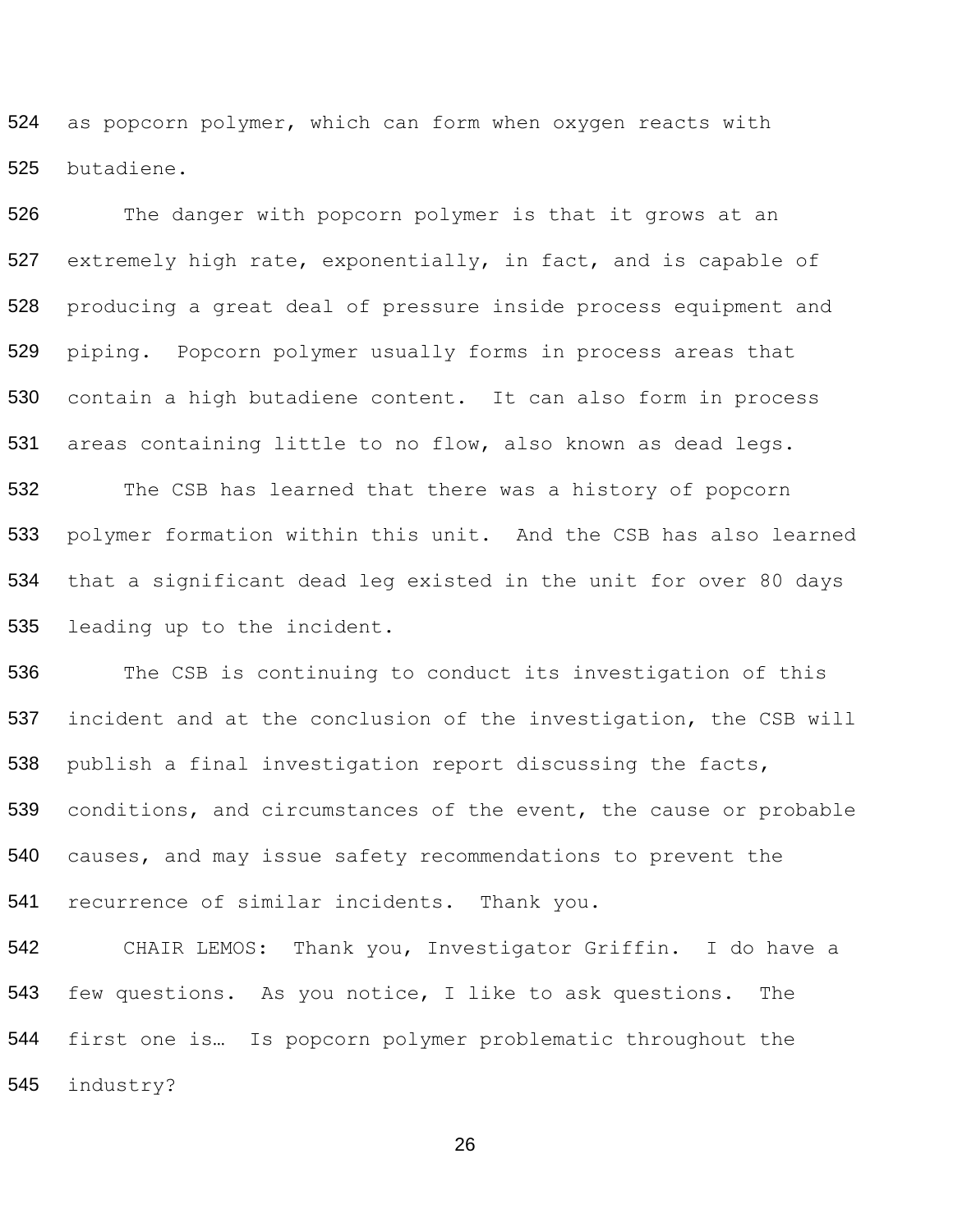as popcorn polymer, which can form when oxygen reacts with butadiene.

The danger with popcorn polymer is that it grows at an extremely high rate, exponentially, in fact, and is capable of producing a great deal of pressure inside process equipment and piping. Popcorn polymer usually forms in process areas that contain a high butadiene content. It can also form in process areas containing little to no flow, also known as dead legs.

The CSB has learned that there was a history of popcorn polymer formation within this unit. And the CSB has also learned that a significant dead leg existed in the unit for over 80 days leading up to the incident.

The CSB is continuing to conduct its investigation of this incident and at the conclusion of the investigation, the CSB will publish a final investigation report discussing the facts, conditions, and circumstances of the event, the cause or probable causes, and may issue safety recommendations to prevent the recurrence of similar incidents. Thank you.

CHAIR LEMOS: Thank you, Investigator Griffin. I do have a few questions. As you notice, I like to ask questions. The first one is… Is popcorn polymer problematic throughout the industry?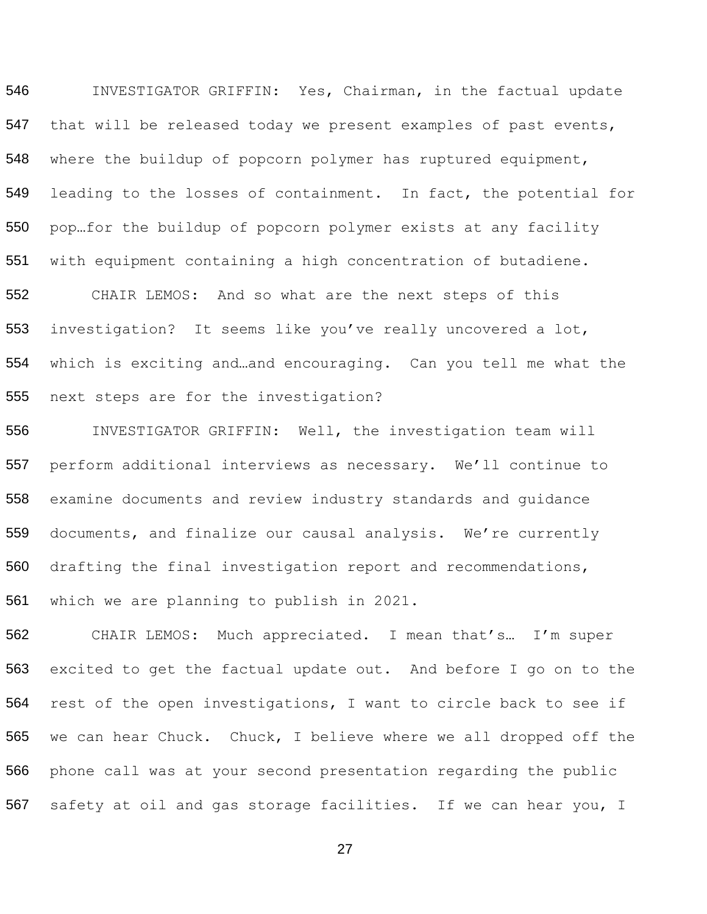INVESTIGATOR GRIFFIN: Yes, Chairman, in the factual update that will be released today we present examples of past events, where the buildup of popcorn polymer has ruptured equipment, leading to the losses of containment. In fact, the potential for pop…for the buildup of popcorn polymer exists at any facility with equipment containing a high concentration of butadiene.

CHAIR LEMOS: And so what are the next steps of this investigation? It seems like you've really uncovered a lot, which is exciting and…and encouraging. Can you tell me what the next steps are for the investigation?

INVESTIGATOR GRIFFIN: Well, the investigation team will perform additional interviews as necessary. We'll continue to examine documents and review industry standards and guidance documents, and finalize our causal analysis. We're currently drafting the final investigation report and recommendations, which we are planning to publish in 2021.

CHAIR LEMOS: Much appreciated. I mean that's… I'm super excited to get the factual update out. And before I go on to the rest of the open investigations, I want to circle back to see if we can hear Chuck. Chuck, I believe where we all dropped off the phone call was at your second presentation regarding the public safety at oil and gas storage facilities. If we can hear you, I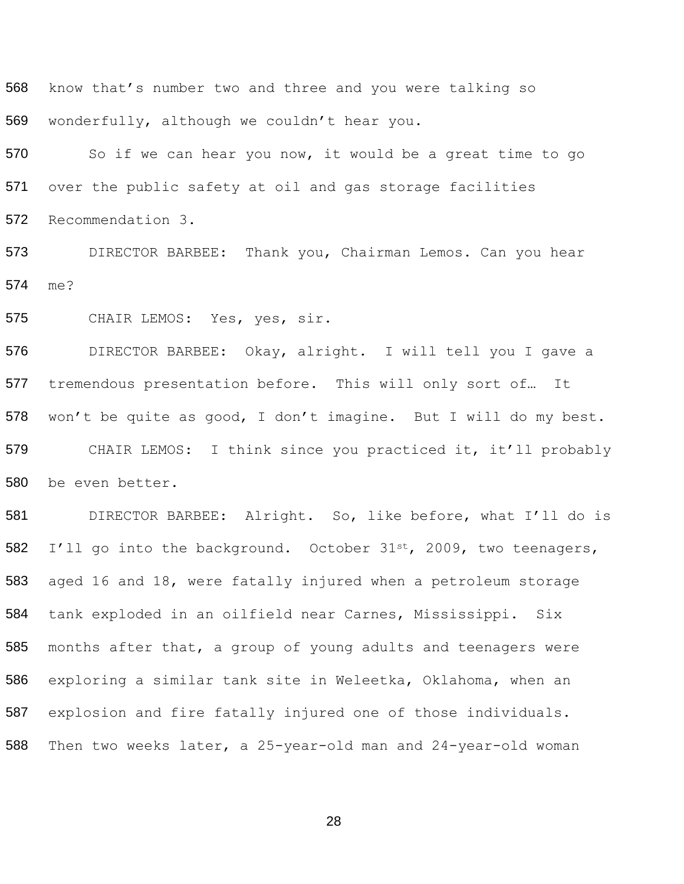568 know that's number two and three and you were talking so

569 wonderfully, although we couldn't hear you.

570 So if we can hear you now, it would be a great time to go

571 over the public safety at oil and gas storage facilities

572 Recommendation 3.

573 DIRECTOR BARBEE: Thank you, Chairman Lemos. Can you hear

574 me?

575 CHAIR LEMOS: Yes, yes, sir.

576 DIRECTOR BARBEE: Okay, alright. I will tell you I gave a

577 tremendous presentation before. This will only sort of… It

578 won't be quite as good, I don't imagine. But I will do my best.

579 CHAIR LEMOS: I think since you practiced it, it'll probably

580 be even better.

581 DIRECTOR BARBEE: Alright. So, like before, what I'll do is

582 I'll go into the background. October 31st, 2009, two teenagers,

583 aged 16 and 18, were fatally injured when a petroleum storage

584 tank exploded in an oilfield near Carnes, Mississippi. Six

585 months after that, a group of young adults and teenagers were

586 exploring a similar tank site in Weleetka, Oklahoma, when an

587 explosion and fire fatally injured one of those individuals.

588 Then two weeks later, a 25-year-old man and 24-year-old woman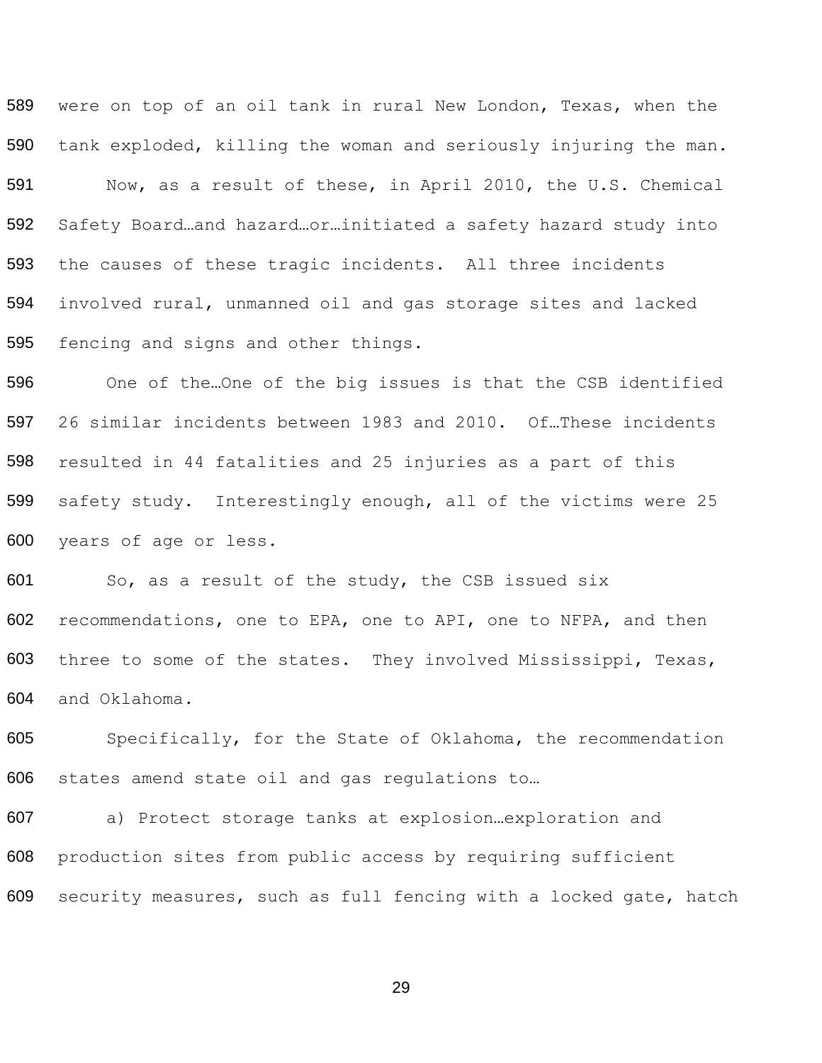were on top of an oil tank in rural New London, Texas, when the tank exploded, killing the woman and seriously injuring the man.

Now, as a result of these, in April 2010, the U.S. Chemical Safety Board…and hazard…or…initiated a safety hazard study into the causes of these tragic incidents. All three incidents involved rural, unmanned oil and gas storage sites and lacked fencing and signs and other things.

One of the…One of the big issues is that the CSB identified 26 similar incidents between 1983 and 2010. Of…These incidents resulted in 44 fatalities and 25 injuries as a part of this safety study. Interestingly enough, all of the victims were 25 years of age or less.

So, as a result of the study, the CSB issued six recommendations, one to EPA, one to API, one to NFPA, and then three to some of the states. They involved Mississippi, Texas, and Oklahoma.

Specifically, for the State of Oklahoma, the recommendation states amend state oil and gas regulations to…

a) Protect storage tanks at explosion…exploration and production sites from public access by requiring sufficient security measures, such as full fencing with a locked gate, hatch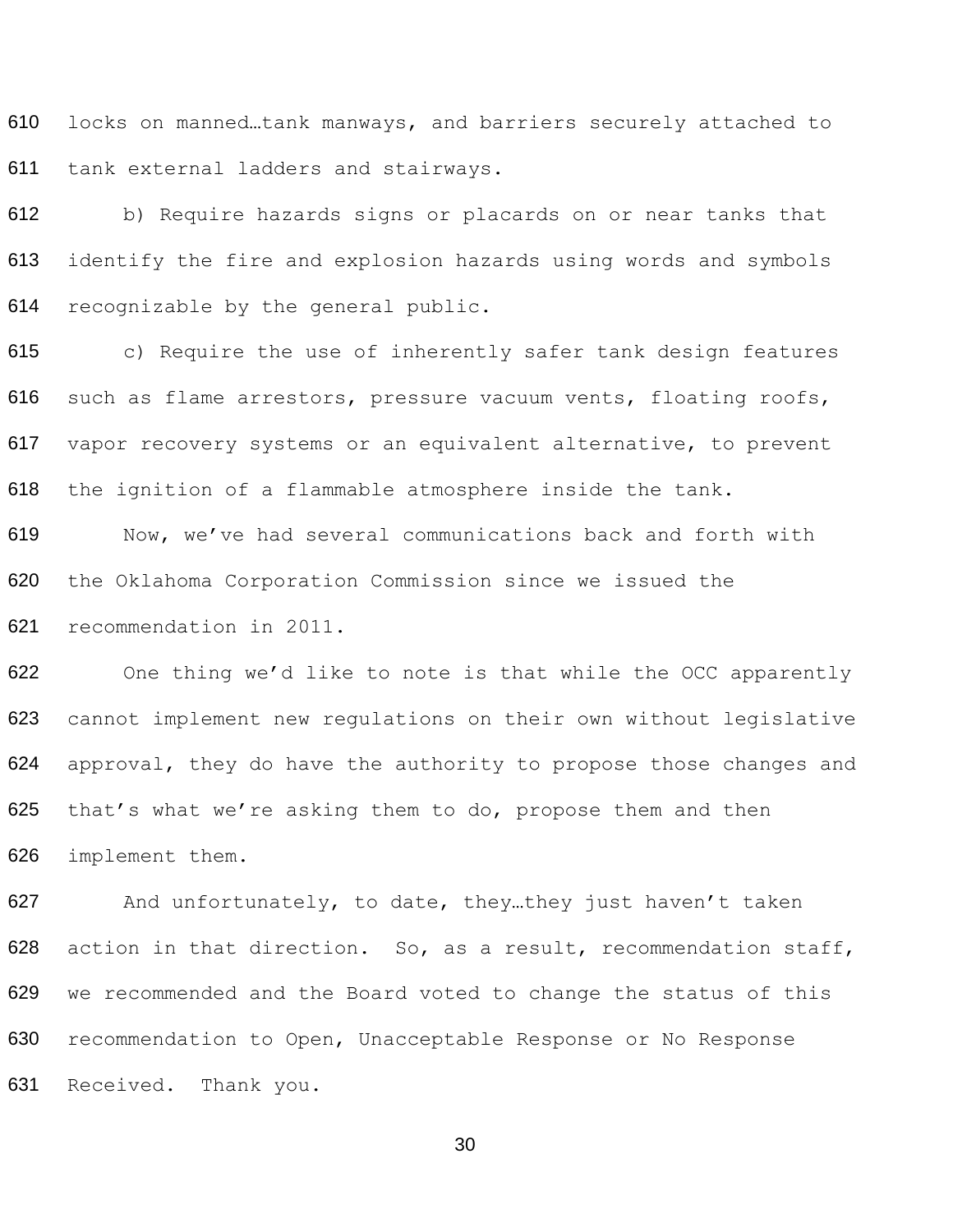locks on manned…tank manways, and barriers securely attached to tank external ladders and stairways.

b) Require hazards signs or placards on or near tanks that identify the fire and explosion hazards using words and symbols recognizable by the general public.

c) Require the use of inherently safer tank design features such as flame arrestors, pressure vacuum vents, floating roofs, vapor recovery systems or an equivalent alternative, to prevent the ignition of a flammable atmosphere inside the tank.

Now, we've had several communications back and forth with the Oklahoma Corporation Commission since we issued the recommendation in 2011.

One thing we'd like to note is that while the OCC apparently cannot implement new regulations on their own without legislative approval, they do have the authority to propose those changes and that's what we're asking them to do, propose them and then implement them.

And unfortunately, to date, they…they just haven't taken action in that direction. So, as a result, recommendation staff, we recommended and the Board voted to change the status of this recommendation to Open, Unacceptable Response or No Response Received. Thank you.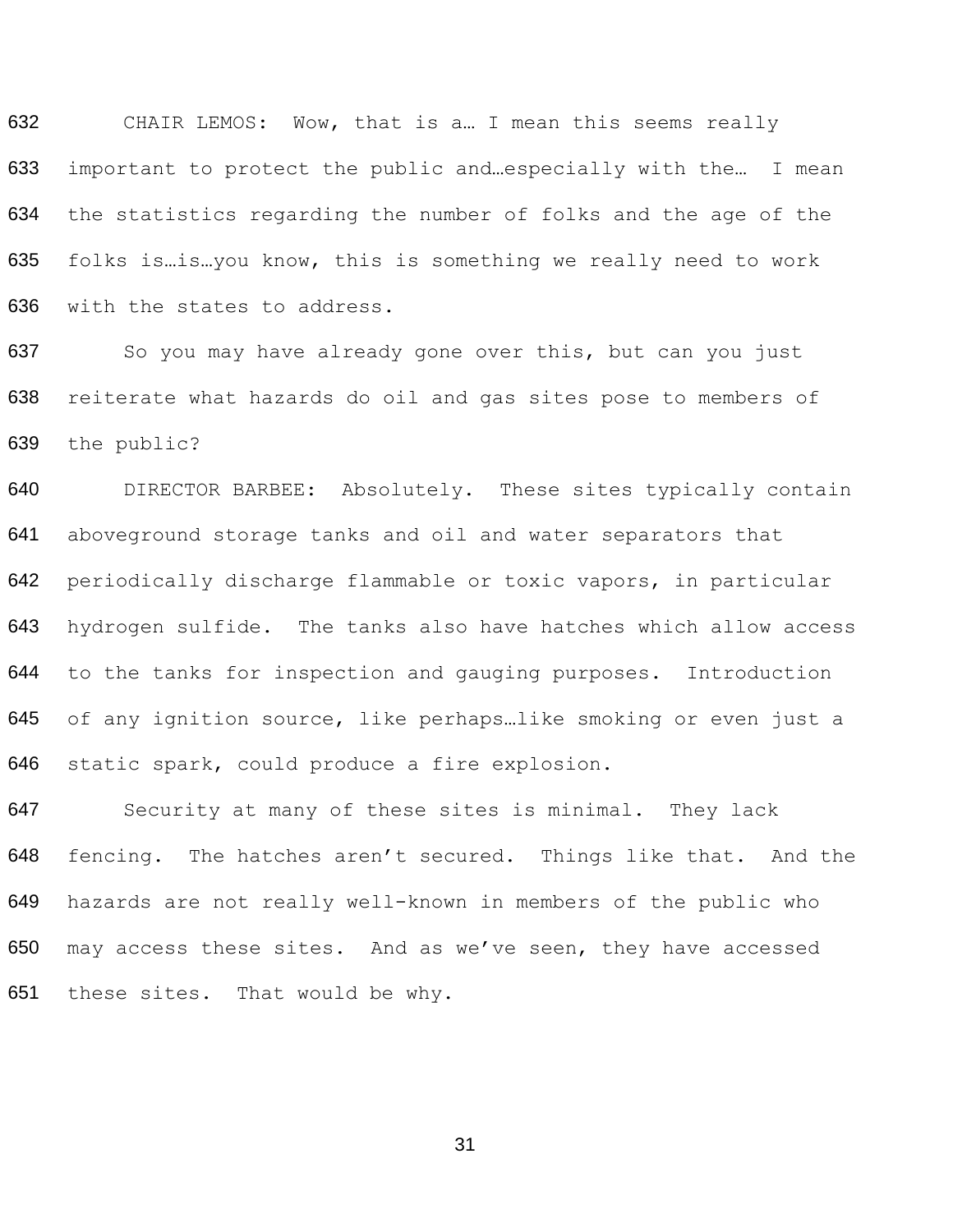CHAIR LEMOS: Wow, that is a… I mean this seems really important to protect the public and…especially with the… I mean the statistics regarding the number of folks and the age of the folks is…is…you know, this is something we really need to work with the states to address.

So you may have already gone over this, but can you just reiterate what hazards do oil and gas sites pose to members of the public?

DIRECTOR BARBEE: Absolutely. These sites typically contain aboveground storage tanks and oil and water separators that periodically discharge flammable or toxic vapors, in particular hydrogen sulfide. The tanks also have hatches which allow access to the tanks for inspection and gauging purposes. Introduction of any ignition source, like perhaps…like smoking or even just a static spark, could produce a fire explosion.

Security at many of these sites is minimal. They lack fencing. The hatches aren't secured. Things like that. And the hazards are not really well-known in members of the public who may access these sites. And as we've seen, they have accessed these sites. That would be why.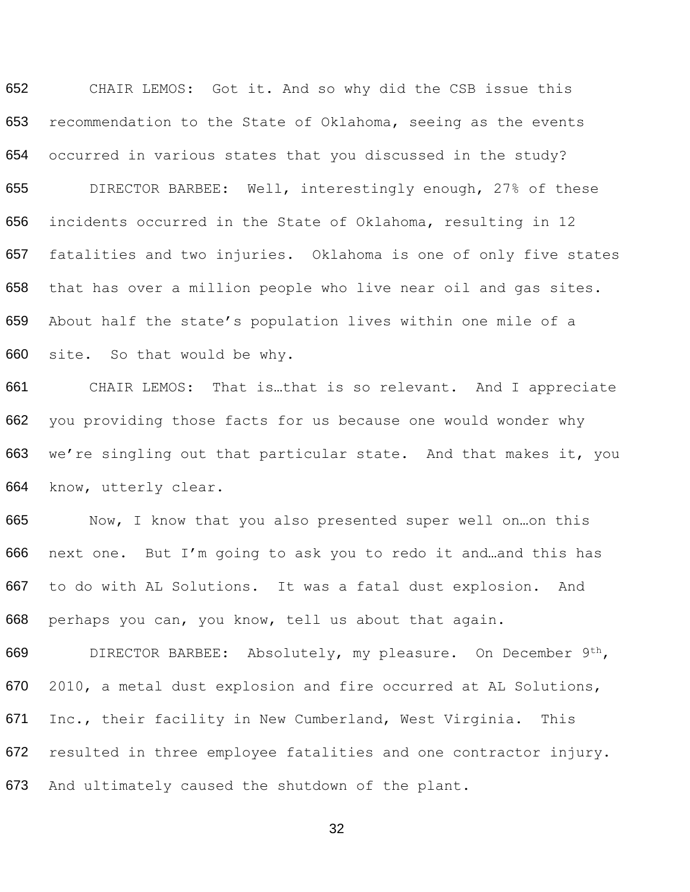652 CHAIR LEMOS: Got it. And so why did the CSB issue this
653 recommendation to the State of Oklahoma, seeing as the events
654 occurred in various states that you discussed in the study?

655 DIRECTOR BARBEE: Well, interestingly enough, 27% of these
656 incidents occurred in the State of Oklahoma, resulting in 12
657 fatalities and two injuries. Oklahoma is one of only five states
658 that has over a million people who live near oil and gas sites.
659 About half the state's population lives within one mile of a
660 site. So that would be why.

661 CHAIR LEMOS: That is…that is so relevant. And I appreciate
662 you providing those facts for us because one would wonder why
663 we're singling out that particular state. And that makes it, you
664 know, utterly clear.

665 Now, I know that you also presented super well on…on this
666 next one. But I'm going to ask you to redo it and…and this has
667 to do with AL Solutions. It was a fatal dust explosion. And
668 perhaps you can, you know, tell us about that again.

669 DIRECTOR BARBEE: Absolutely, my pleasure. On December 9th,
670 2010, a metal dust explosion and fire occurred at AL Solutions,
671 Inc., their facility in New Cumberland, West Virginia. This
672 resulted in three employee fatalities and one contractor injury.
673 And ultimately caused the shutdown of the plant.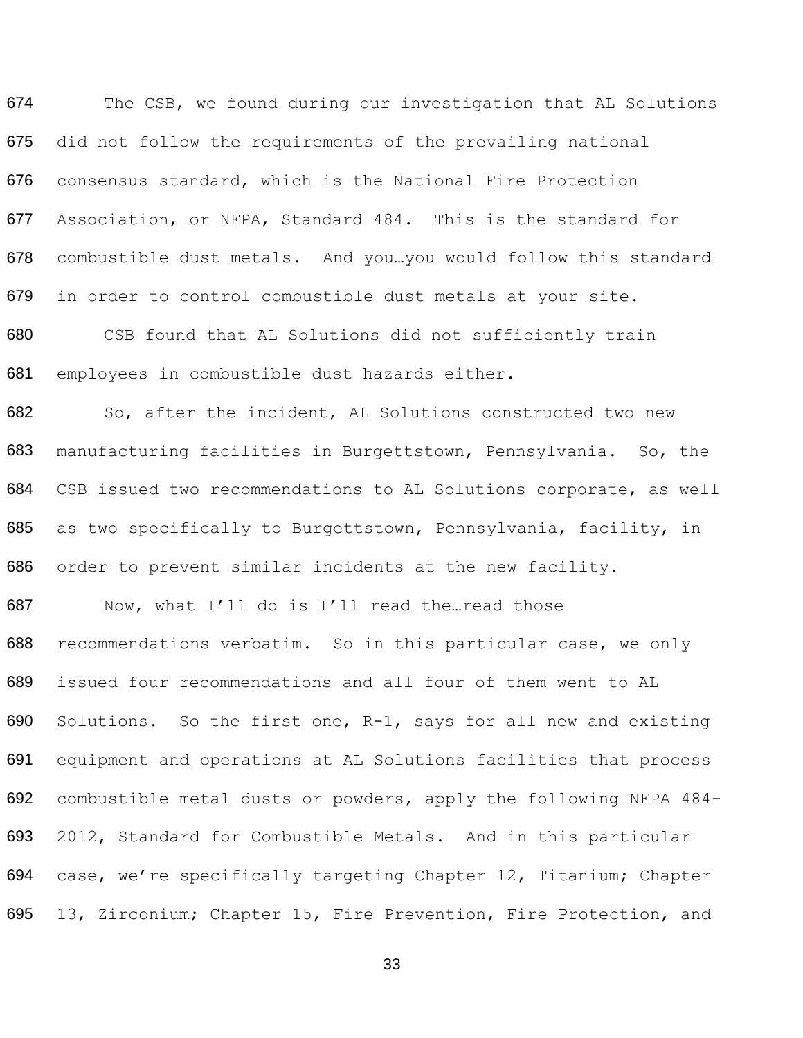674 The CSB, we found during our investigation that AL Solutions
675 did not follow the requirements of the prevailing national
676 consensus standard, which is the National Fire Protection
677 Association, or NFPA, Standard 484. This is the standard for
678 combustible dust metals. And you…you would follow this standard
679 in order to control combustible dust metals at your site.

680 CSB found that AL Solutions did not sufficiently train
681 employees in combustible dust hazards either.

682 So, after the incident, AL Solutions constructed two new
683 manufacturing facilities in Burgettstown, Pennsylvania. So, the
684 CSB issued two recommendations to AL Solutions corporate, as well
685 as two specifically to Burgettstown, Pennsylvania, facility, in
686 order to prevent similar incidents at the new facility.

687 Now, what I'll do is I'll read the…read those
688 recommendations verbatim. So in this particular case, we only
689 issued four recommendations and all four of them went to AL
690 Solutions. So the first one, R-1, says for all new and existing
691 equipment and operations at AL Solutions facilities that process
692 combustible metal dusts or powders, apply the following NFPA 484-
693 2012, Standard for Combustible Metals. And in this particular
694 case, we're specifically targeting Chapter 12, Titanium; Chapter
695 13, Zirconium; Chapter 15, Fire Prevention, Fire Protection, and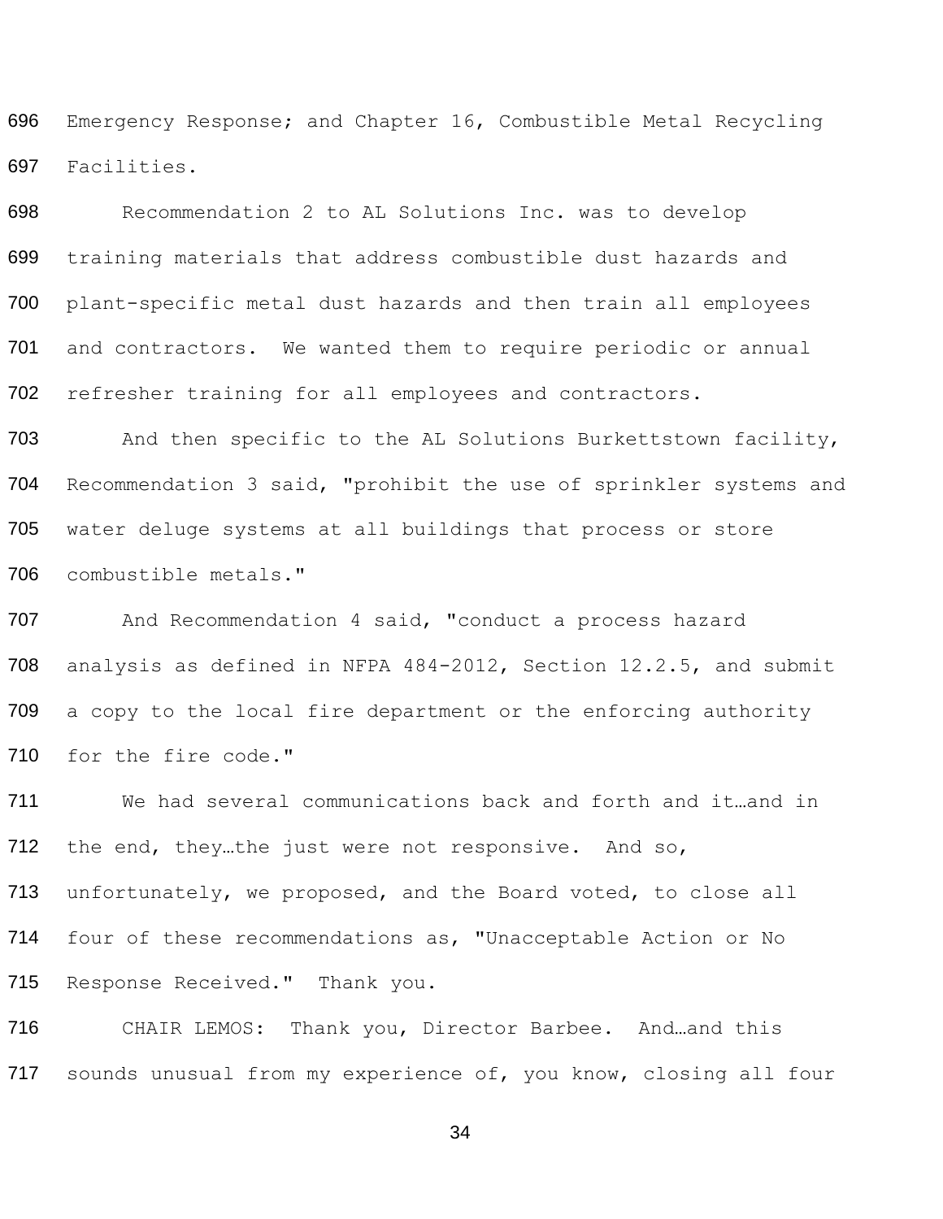696 Emergency Response; and Chapter 16, Combustible Metal Recycling
697 Facilities.

698 Recommendation 2 to AL Solutions Inc. was to develop
699 training materials that address combustible dust hazards and
700 plant-specific metal dust hazards and then train all employees
701 and contractors. We wanted them to require periodic or annual
702 refresher training for all employees and contractors.

703 And then specific to the AL Solutions Burkettstown facility,
704 Recommendation 3 said, "prohibit the use of sprinkler systems and
705 water deluge systems at all buildings that process or store
706 combustible metals."

707 And Recommendation 4 said, "conduct a process hazard
708 analysis as defined in NFPA 484-2012, Section 12.2.5, and submit
709 a copy to the local fire department or the enforcing authority
710 for the fire code."

711 We had several communications back and forth and it…and in
712 the end, they…the just were not responsive. And so,
713 unfortunately, we proposed, and the Board voted, to close all
714 four of these recommendations as, "Unacceptable Action or No
715 Response Received." Thank you.

716 CHAIR LEMOS: Thank you, Director Barbee. And…and this
717 sounds unusual from my experience of, you know, closing all four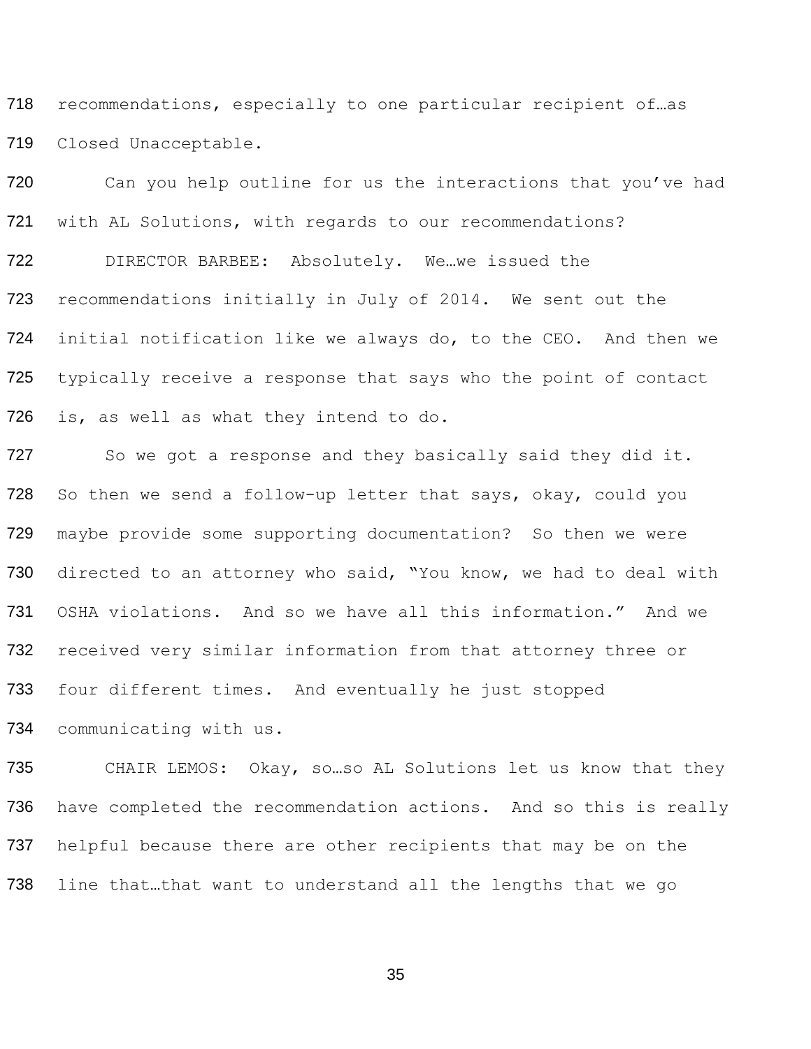recommendations, especially to one particular recipient of…as Closed Unacceptable.

Can you help outline for us the interactions that you've had with AL Solutions, with regards to our recommendations?

DIRECTOR BARBEE: Absolutely. We…we issued the recommendations initially in July of 2014. We sent out the initial notification like we always do, to the CEO. And then we typically receive a response that says who the point of contact is, as well as what they intend to do.

So we got a response and they basically said they did it. So then we send a follow-up letter that says, okay, could you maybe provide some supporting documentation? So then we were directed to an attorney who said, "You know, we had to deal with OSHA violations. And so we have all this information." And we received very similar information from that attorney three or four different times. And eventually he just stopped communicating with us.

CHAIR LEMOS: Okay, so…so AL Solutions let us know that they have completed the recommendation actions. And so this is really helpful because there are other recipients that may be on the line that…that want to understand all the lengths that we go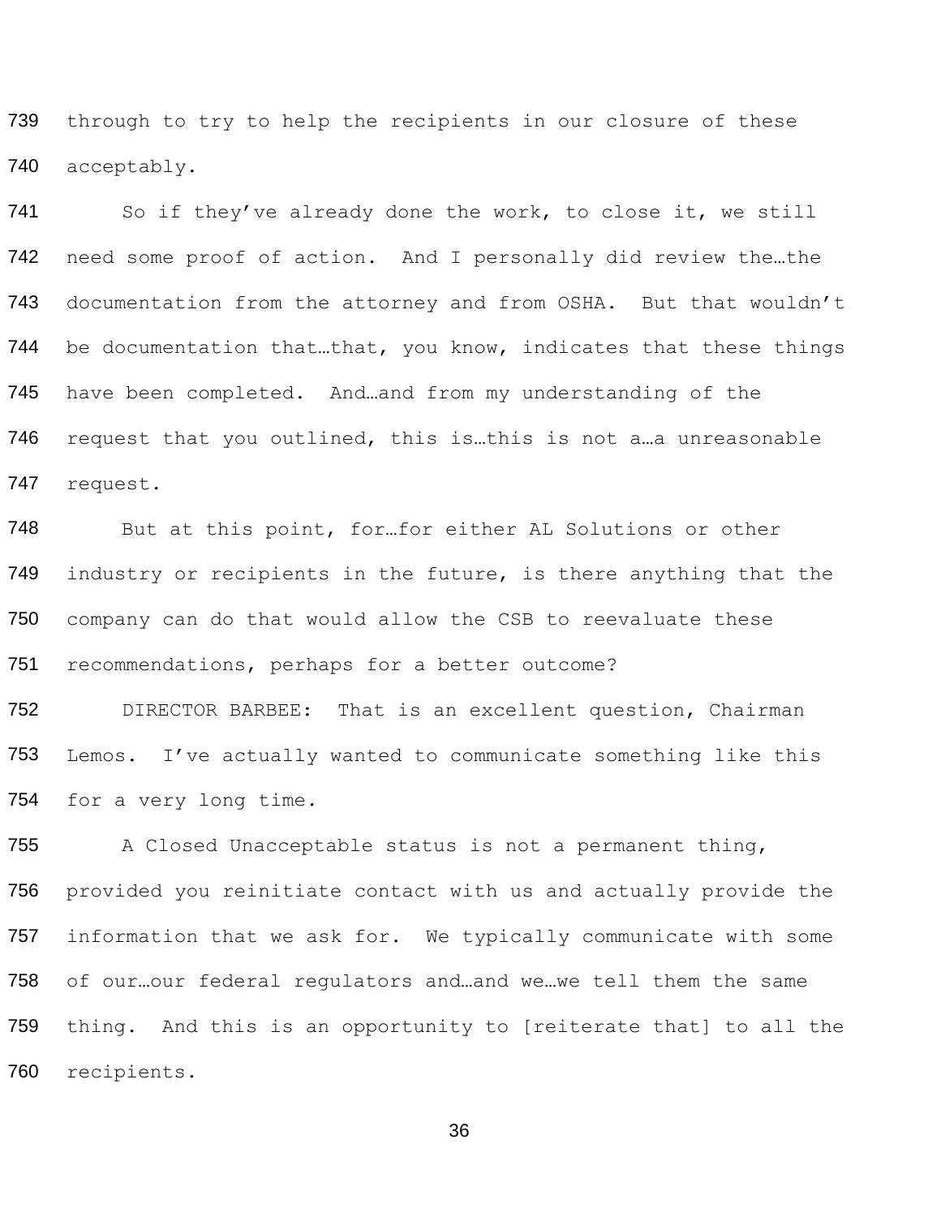through to try to help the recipients in our closure of these acceptably.

So if they've already done the work, to close it, we still need some proof of action. And I personally did review the…the documentation from the attorney and from OSHA. But that wouldn't be documentation that…that, you know, indicates that these things have been completed. And…and from my understanding of the request that you outlined, this is…this is not a…a unreasonable request.

But at this point, for…for either AL Solutions or other industry or recipients in the future, is there anything that the company can do that would allow the CSB to reevaluate these recommendations, perhaps for a better outcome?

DIRECTOR BARBEE: That is an excellent question, Chairman Lemos. I've actually wanted to communicate something like this for a very long time.

A Closed Unacceptable status is not a permanent thing, provided you reinitiate contact with us and actually provide the information that we ask for. We typically communicate with some of our…our federal regulators and…and we…we tell them the same thing. And this is an opportunity to [reiterate that] to all the recipients.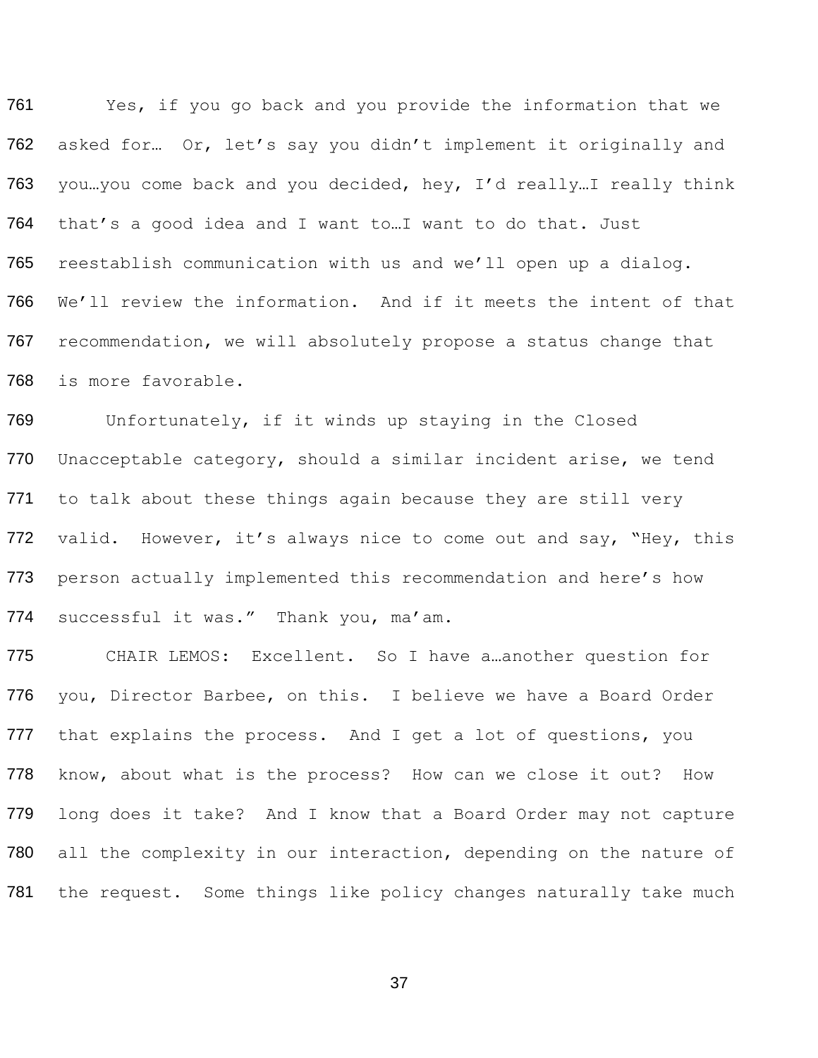761 Yes, if you go back and you provide the information that we
762 asked for… Or, let's say you didn't implement it originally and
763 you…you come back and you decided, hey, I'd really…I really think
764 that's a good idea and I want to…I want to do that. Just
765 reestablish communication with us and we'll open up a dialog.
766 We'll review the information. And if it meets the intent of that
767 recommendation, we will absolutely propose a status change that
768 is more favorable.

769 Unfortunately, if it winds up staying in the Closed
770 Unacceptable category, should a similar incident arise, we tend
771 to talk about these things again because they are still very
772 valid. However, it's always nice to come out and say, "Hey, this
773 person actually implemented this recommendation and here's how
774 successful it was." Thank you, ma'am.

775 CHAIR LEMOS: Excellent. So I have a…another question for
776 you, Director Barbee, on this. I believe we have a Board Order
777 that explains the process. And I get a lot of questions, you
778 know, about what is the process? How can we close it out? How
779 long does it take? And I know that a Board Order may not capture
780 all the complexity in our interaction, depending on the nature of
781 the request. Some things like policy changes naturally take much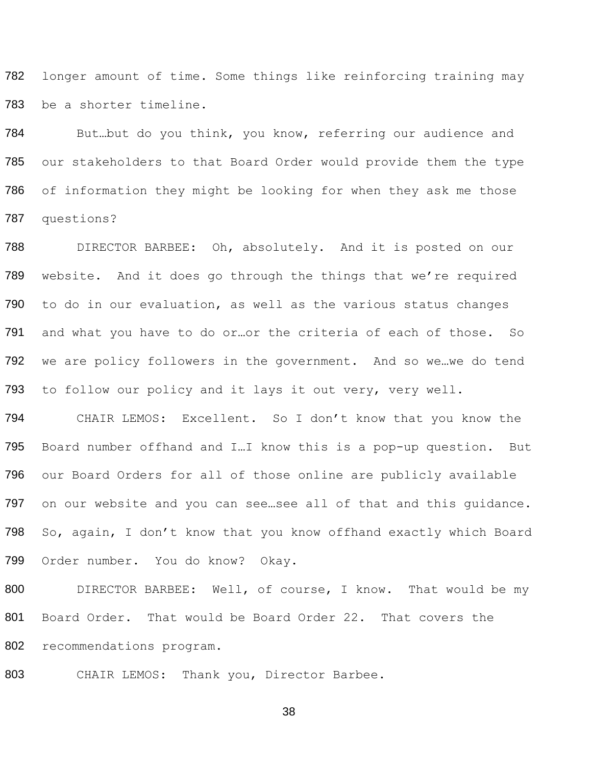782 longer amount of time. Some things like reinforcing training may
783 be a shorter timeline.

784 But…but do you think, you know, referring our audience and
785 our stakeholders to that Board Order would provide them the type
786 of information they might be looking for when they ask me those
787 questions?

788 DIRECTOR BARBEE: Oh, absolutely. And it is posted on our
789 website. And it does go through the things that we're required
790 to do in our evaluation, as well as the various status changes
791 and what you have to do or…or the criteria of each of those. So
792 we are policy followers in the government. And so we…we do tend
793 to follow our policy and it lays it out very, very well.

794 CHAIR LEMOS: Excellent. So I don't know that you know the
795 Board number offhand and I…I know this is a pop-up question. But
796 our Board Orders for all of those online are publicly available
797 on our website and you can see…see all of that and this guidance.
798 So, again, I don't know that you know offhand exactly which Board
799 Order number. You do know? Okay.

800 DIRECTOR BARBEE: Well, of course, I know. That would be my
801 Board Order. That would be Board Order 22. That covers the
802 recommendations program.

803 CHAIR LEMOS: Thank you, Director Barbee.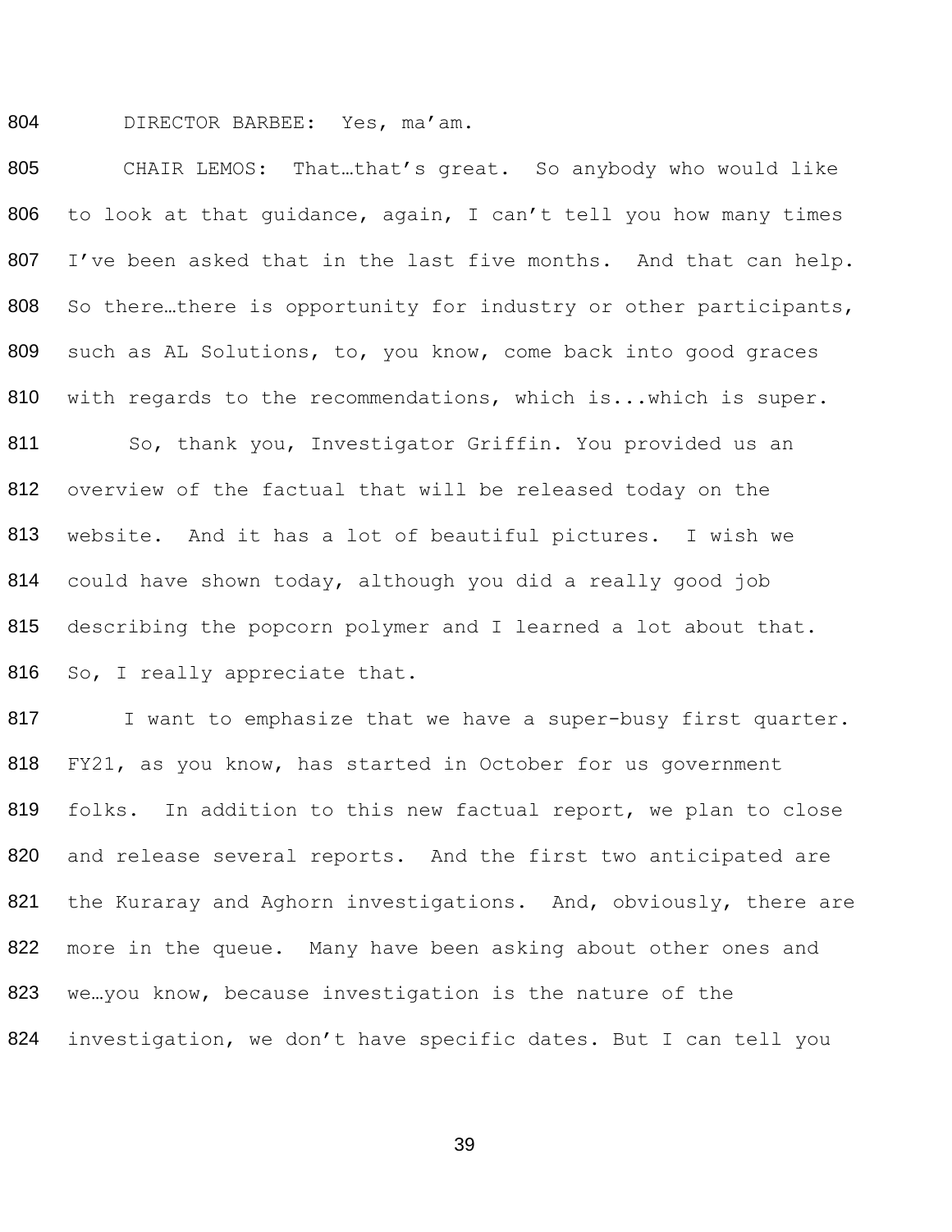804 DIRECTOR BARBEE: Yes, ma'am.

805 CHAIR LEMOS: That…that's great. So anybody who would like
806 to look at that guidance, again, I can't tell you how many times
807 I've been asked that in the last five months. And that can help.
808 So there…there is opportunity for industry or other participants,
809 such as AL Solutions, to, you know, come back into good graces
810 with regards to the recommendations, which is...which is super.

811 So, thank you, Investigator Griffin. You provided us an
812 overview of the factual that will be released today on the
813 website. And it has a lot of beautiful pictures. I wish we
814 could have shown today, although you did a really good job
815 describing the popcorn polymer and I learned a lot about that.
816 So, I really appreciate that.

817 I want to emphasize that we have a super-busy first quarter.
818 FY21, as you know, has started in October for us government
819 folks. In addition to this new factual report, we plan to close
820 and release several reports. And the first two anticipated are
821 the Kuraray and Aghorn investigations. And, obviously, there are
822 more in the queue. Many have been asking about other ones and
823 we…you know, because investigation is the nature of the
824 investigation, we don't have specific dates. But I can tell you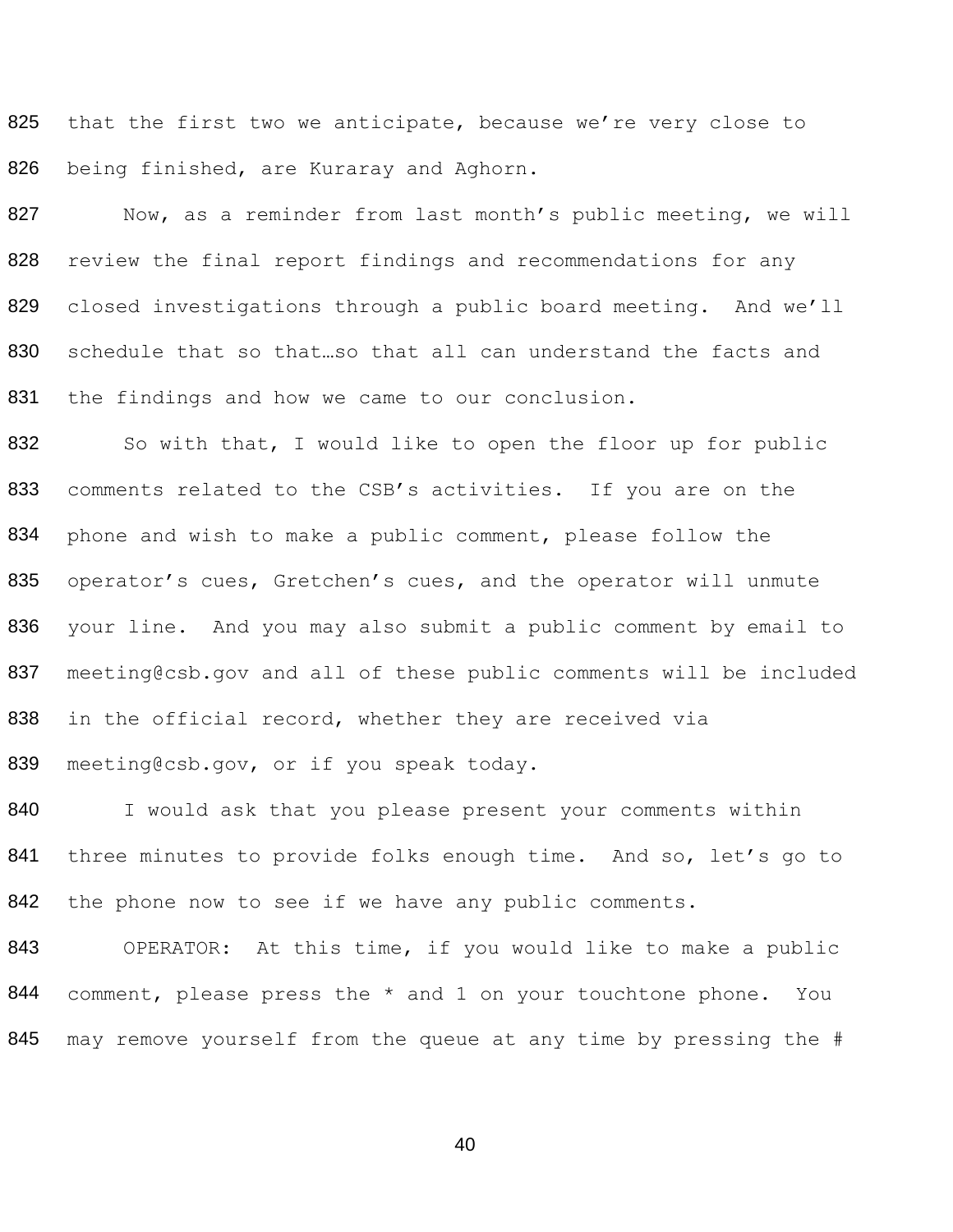that the first two we anticipate, because we're very close to being finished, are Kuraray and Aghorn.

Now, as a reminder from last month's public meeting, we will review the final report findings and recommendations for any closed investigations through a public board meeting. And we'll schedule that so that…so that all can understand the facts and the findings and how we came to our conclusion.

So with that, I would like to open the floor up for public comments related to the CSB's activities. If you are on the phone and wish to make a public comment, please follow the operator's cues, Gretchen's cues, and the operator will unmute your line. And you may also submit a public comment by email to meeting@csb.gov and all of these public comments will be included in the official record, whether they are received via meeting@csb.gov, or if you speak today.

I would ask that you please present your comments within three minutes to provide folks enough time. And so, let's go to the phone now to see if we have any public comments.

OPERATOR: At this time, if you would like to make a public comment, please press the * and 1 on your touchtone phone. You may remove yourself from the queue at any time by pressing the #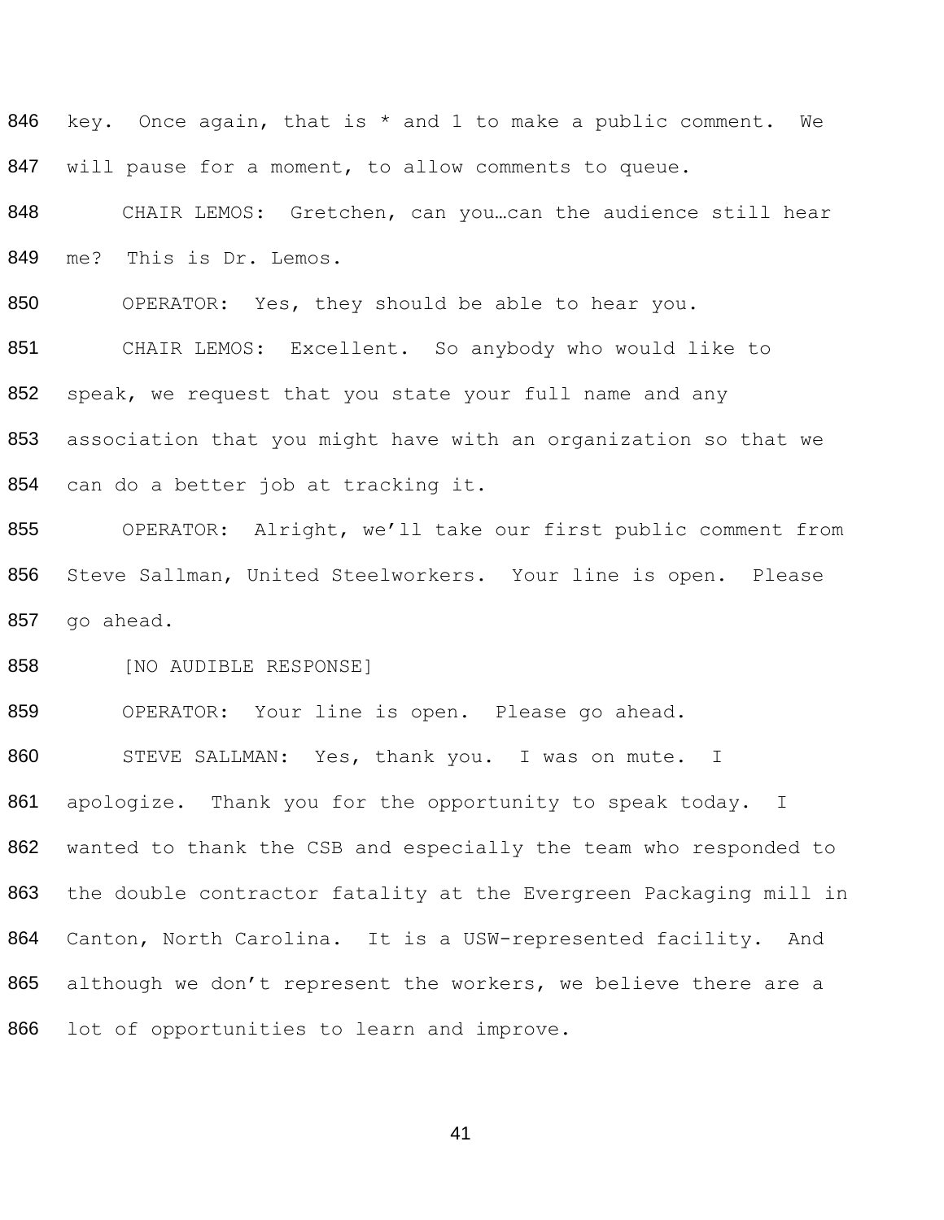key. Once again, that is * and 1 to make a public comment. We will pause for a moment, to allow comments to queue.

CHAIR LEMOS: Gretchen, can you…can the audience still hear me? This is Dr. Lemos.

OPERATOR: Yes, they should be able to hear you.

CHAIR LEMOS: Excellent. So anybody who would like to speak, we request that you state your full name and any association that you might have with an organization so that we can do a better job at tracking it.

OPERATOR: Alright, we'll take our first public comment from Steve Sallman, United Steelworkers. Your line is open. Please go ahead.

[NO AUDIBLE RESPONSE]

OPERATOR: Your line is open. Please go ahead.

STEVE SALLMAN: Yes, thank you. I was on mute. I apologize. Thank you for the opportunity to speak today. I wanted to thank the CSB and especially the team who responded to the double contractor fatality at the Evergreen Packaging mill in Canton, North Carolina. It is a USW-represented facility. And although we don't represent the workers, we believe there are a lot of opportunities to learn and improve.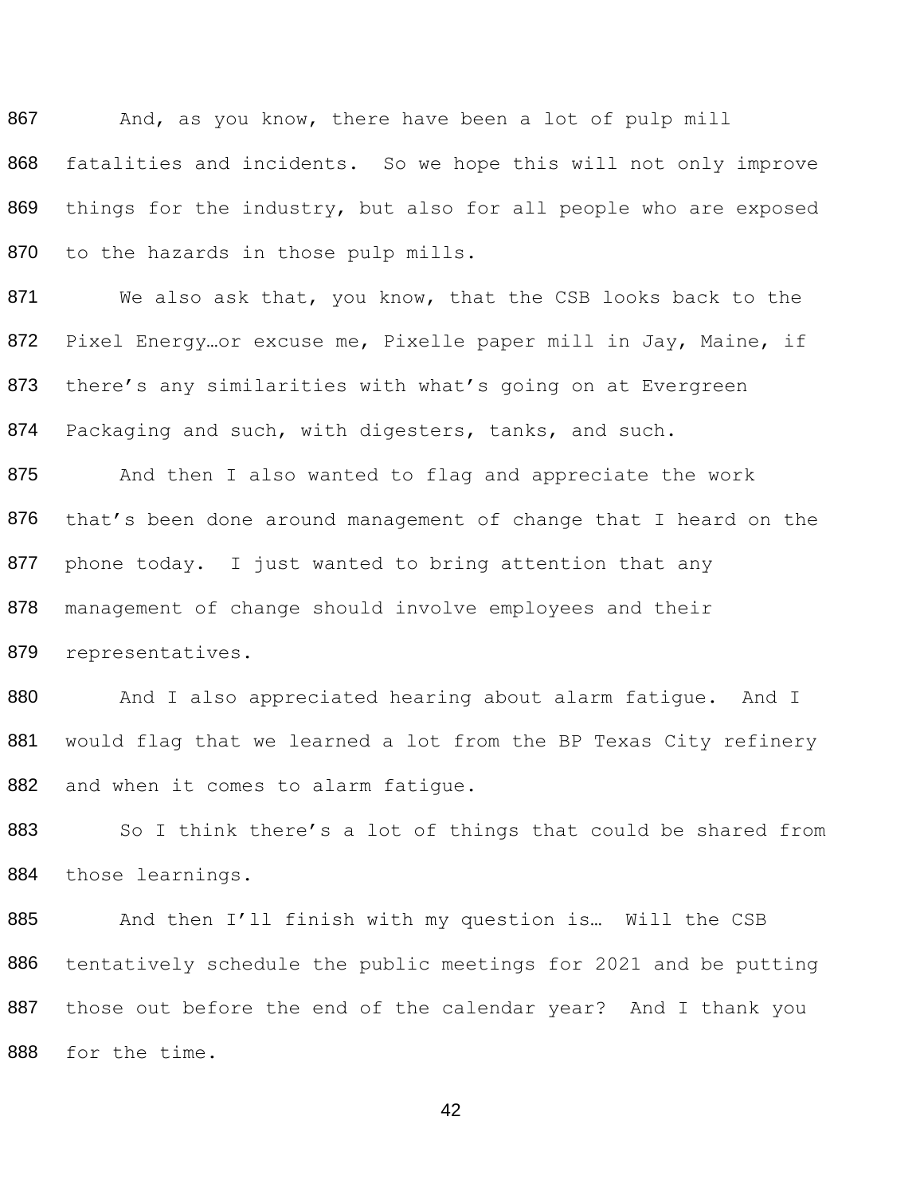867 And, as you know, there have been a lot of pulp mill
868 fatalities and incidents. So we hope this will not only improve
869 things for the industry, but also for all people who are exposed
870 to the hazards in those pulp mills.

871 We also ask that, you know, that the CSB looks back to the
872 Pixel Energy…or excuse me, Pixelle paper mill in Jay, Maine, if
873 there's any similarities with what's going on at Evergreen
874 Packaging and such, with digesters, tanks, and such.

875 And then I also wanted to flag and appreciate the work
876 that's been done around management of change that I heard on the
877 phone today. I just wanted to bring attention that any
878 management of change should involve employees and their
879 representatives.

880 And I also appreciated hearing about alarm fatigue. And I
881 would flag that we learned a lot from the BP Texas City refinery
882 and when it comes to alarm fatigue.

883 So I think there's a lot of things that could be shared from
884 those learnings.

885 And then I'll finish with my question is… Will the CSB
886 tentatively schedule the public meetings for 2021 and be putting
887 those out before the end of the calendar year? And I thank you
888 for the time.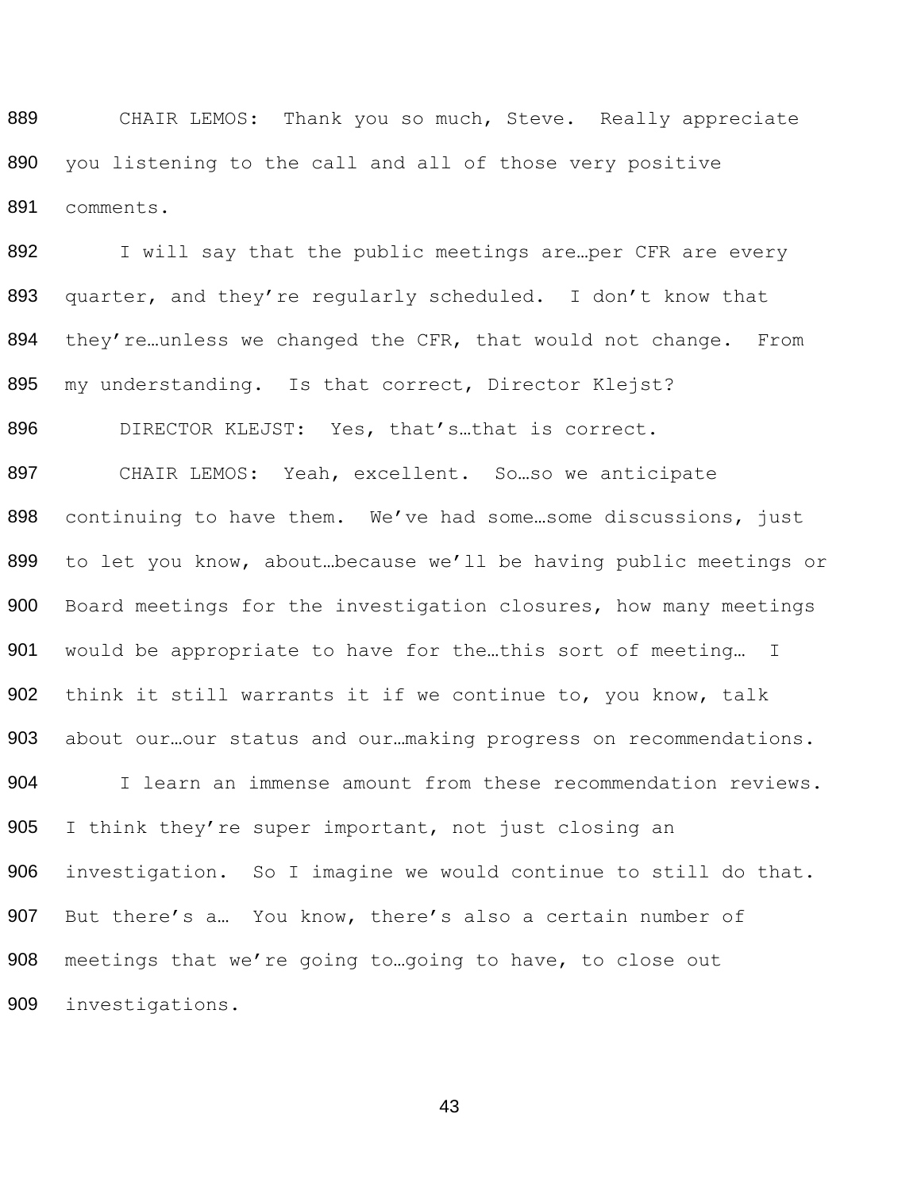CHAIR LEMOS: Thank you so much, Steve. Really appreciate you listening to the call and all of those very positive comments.

I will say that the public meetings are…per CFR are every quarter, and they're regularly scheduled. I don't know that they're…unless we changed the CFR, that would not change. From my understanding. Is that correct, Director Klejst?

DIRECTOR KLEJST: Yes, that's…that is correct.

CHAIR LEMOS: Yeah, excellent. So…so we anticipate continuing to have them. We've had some…some discussions, just to let you know, about…because we'll be having public meetings or Board meetings for the investigation closures, how many meetings would be appropriate to have for the…this sort of meeting… I think it still warrants it if we continue to, you know, talk about our…our status and our…making progress on recommendations.

I learn an immense amount from these recommendation reviews. I think they're super important, not just closing an investigation. So I imagine we would continue to still do that. But there's a… You know, there's also a certain number of meetings that we're going to…going to have, to close out investigations.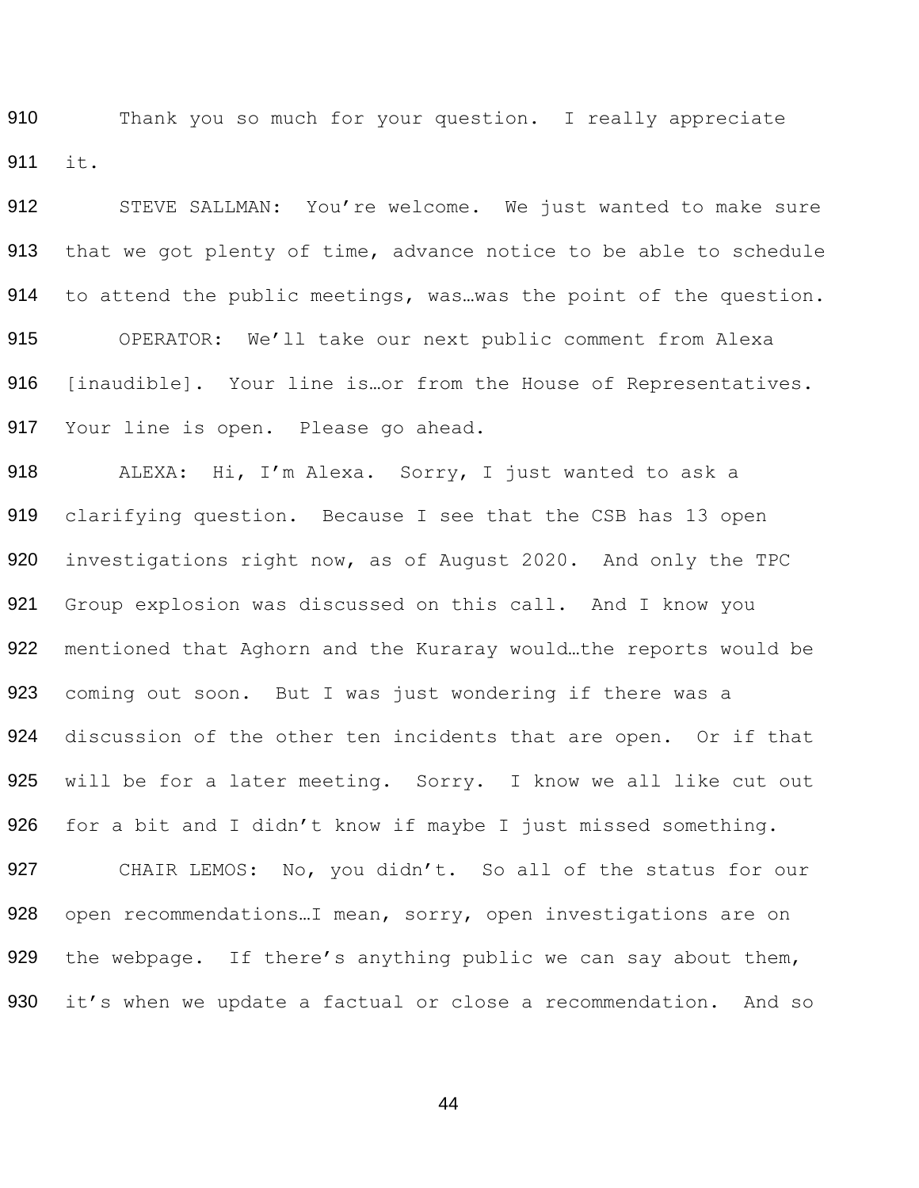910 Thank you so much for your question. I really appreciate
911 it.

912 STEVE SALLMAN: You're welcome. We just wanted to make sure
913 that we got plenty of time, advance notice to be able to schedule
914 to attend the public meetings, was…was the point of the question.

915 OPERATOR: We'll take our next public comment from Alexa
916 [inaudible]. Your line is…or from the House of Representatives.
917 Your line is open. Please go ahead.

918 ALEXA: Hi, I'm Alexa. Sorry, I just wanted to ask a
919 clarifying question. Because I see that the CSB has 13 open
920 investigations right now, as of August 2020. And only the TPC
921 Group explosion was discussed on this call. And I know you
922 mentioned that Aghorn and the Kuraray would…the reports would be
923 coming out soon. But I was just wondering if there was a
924 discussion of the other ten incidents that are open. Or if that
925 will be for a later meeting. Sorry. I know we all like cut out
926 for a bit and I didn't know if maybe I just missed something.

927 CHAIR LEMOS: No, you didn't. So all of the status for our
928 open recommendations…I mean, sorry, open investigations are on
929 the webpage. If there's anything public we can say about them,
930 it's when we update a factual or close a recommendation. And so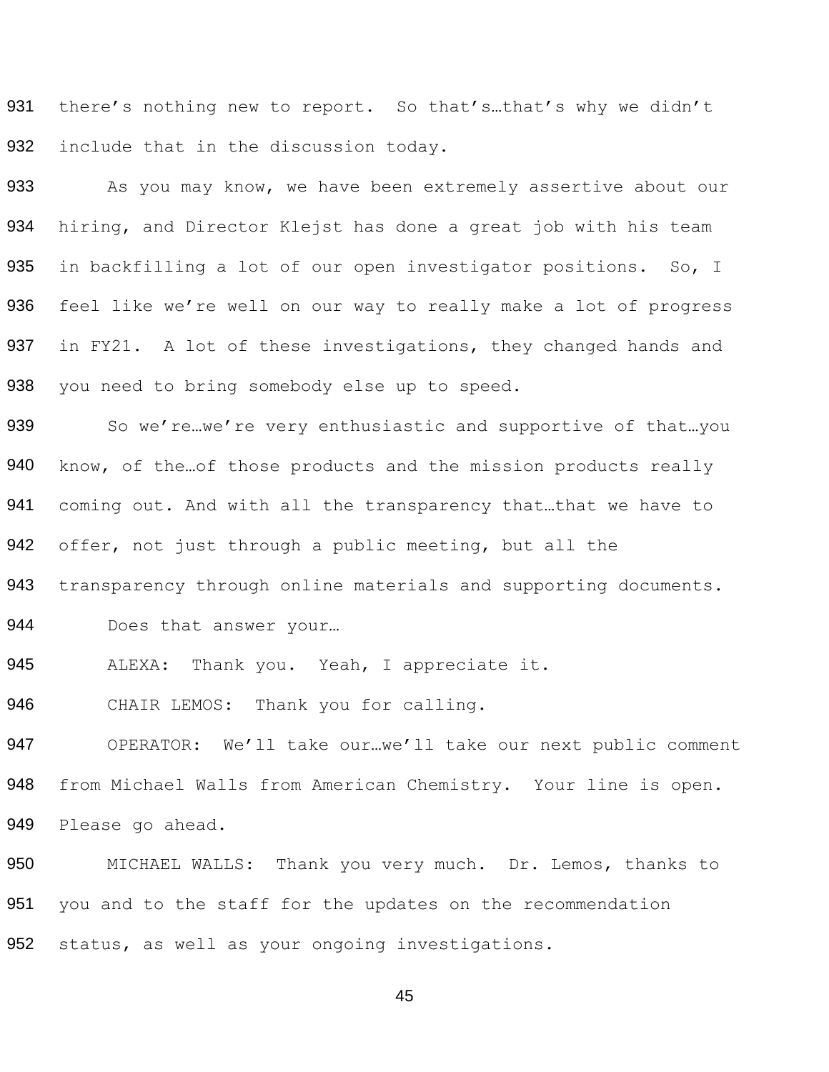there's nothing new to report. So that's…that's why we didn't include that in the discussion today.

As you may know, we have been extremely assertive about our hiring, and Director Klejst has done a great job with his team in backfilling a lot of our open investigator positions. So, I feel like we're well on our way to really make a lot of progress in FY21. A lot of these investigations, they changed hands and you need to bring somebody else up to speed.

So we're…we're very enthusiastic and supportive of that…you know, of the…of those products and the mission products really coming out. And with all the transparency that…that we have to offer, not just through a public meeting, but all the transparency through online materials and supporting documents.

Does that answer your…

ALEXA: Thank you. Yeah, I appreciate it.

CHAIR LEMOS: Thank you for calling.

OPERATOR: We'll take our…we'll take our next public comment from Michael Walls from American Chemistry. Your line is open. Please go ahead.

MICHAEL WALLS: Thank you very much. Dr. Lemos, thanks to you and to the staff for the updates on the recommendation status, as well as your ongoing investigations.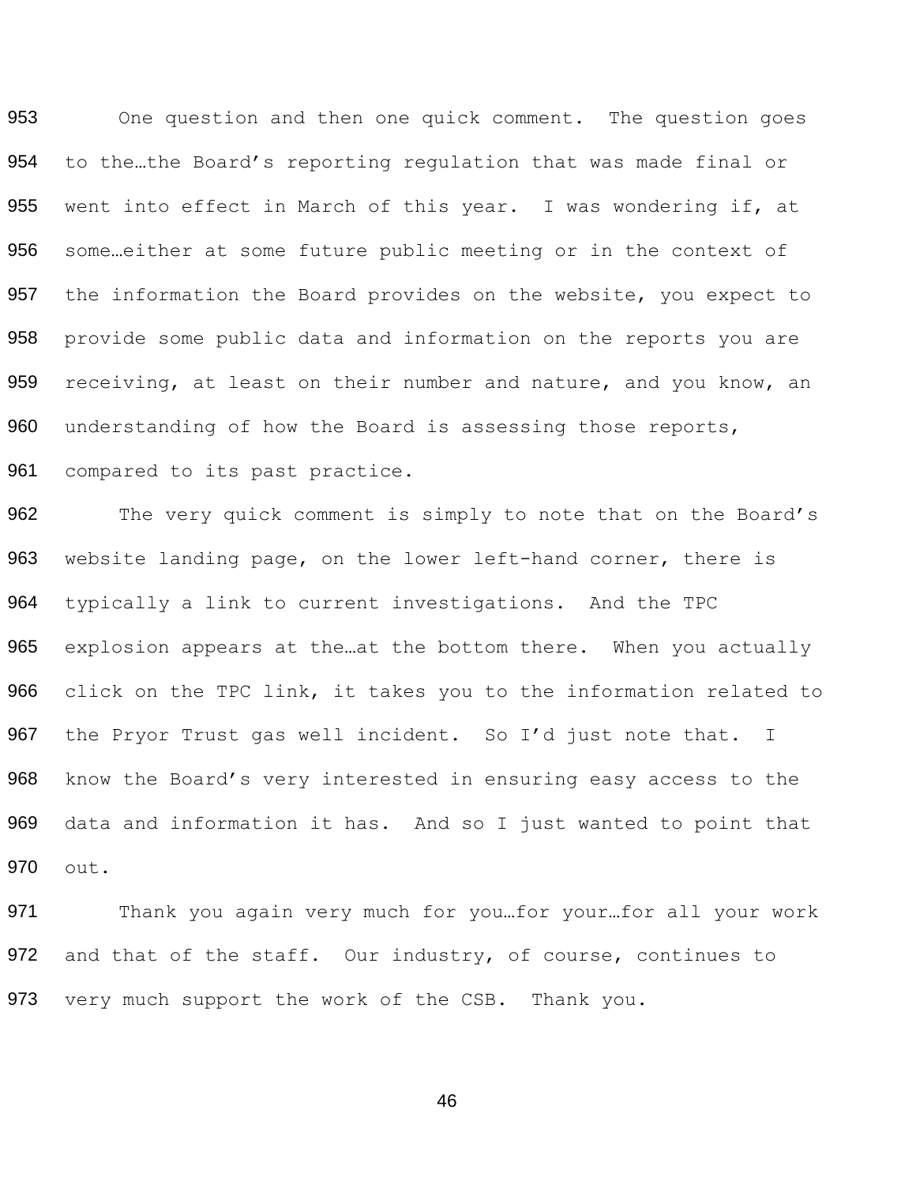953 One question and then one quick comment. The question goes
954 to the…the Board's reporting regulation that was made final or
955 went into effect in March of this year. I was wondering if, at
956 some…either at some future public meeting or in the context of
957 the information the Board provides on the website, you expect to
958 provide some public data and information on the reports you are
959 receiving, at least on their number and nature, and you know, an
960 understanding of how the Board is assessing those reports,
961 compared to its past practice.

962 The very quick comment is simply to note that on the Board's
963 website landing page, on the lower left-hand corner, there is
964 typically a link to current investigations. And the TPC
965 explosion appears at the…at the bottom there. When you actually
966 click on the TPC link, it takes you to the information related to
967 the Pryor Trust gas well incident. So I'd just note that. I
968 know the Board's very interested in ensuring easy access to the
969 data and information it has. And so I just wanted to point that
970 out.

971 Thank you again very much for you…for your…for all your work
972 and that of the staff. Our industry, of course, continues to
973 very much support the work of the CSB. Thank you.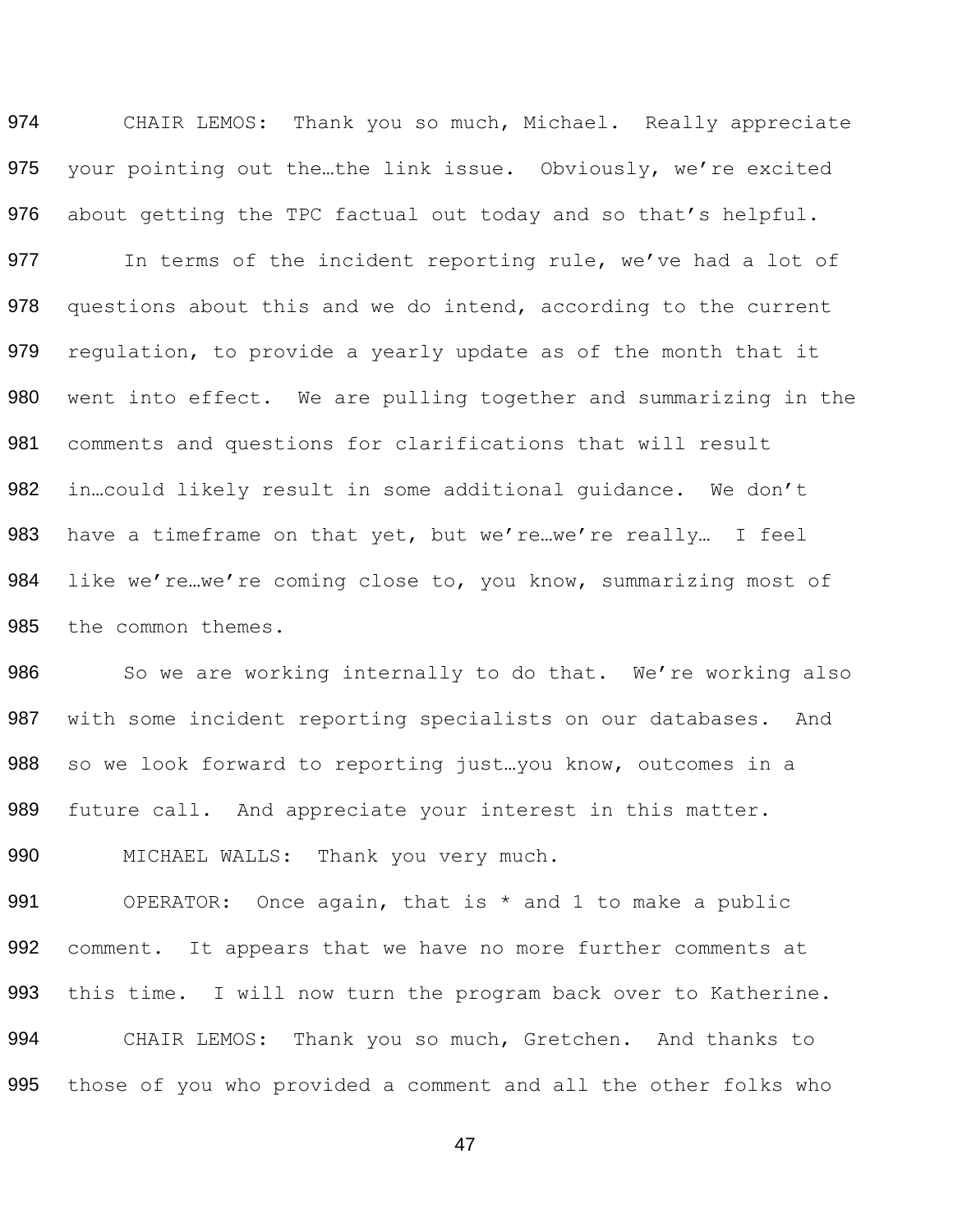CHAIR LEMOS: Thank you so much, Michael. Really appreciate your pointing out the…the link issue. Obviously, we're excited about getting the TPC factual out today and so that's helpful.

In terms of the incident reporting rule, we've had a lot of questions about this and we do intend, according to the current regulation, to provide a yearly update as of the month that it went into effect. We are pulling together and summarizing in the comments and questions for clarifications that will result in…could likely result in some additional guidance. We don't have a timeframe on that yet, but we're…we're really… I feel like we're…we're coming close to, you know, summarizing most of the common themes.

So we are working internally to do that. We're working also with some incident reporting specialists on our databases. And so we look forward to reporting just…you know, outcomes in a future call. And appreciate your interest in this matter.

MICHAEL WALLS: Thank you very much.

OPERATOR: Once again, that is * and 1 to make a public comment. It appears that we have no more further comments at this time. I will now turn the program back over to Katherine.

CHAIR LEMOS: Thank you so much, Gretchen. And thanks to those of you who provided a comment and all the other folks who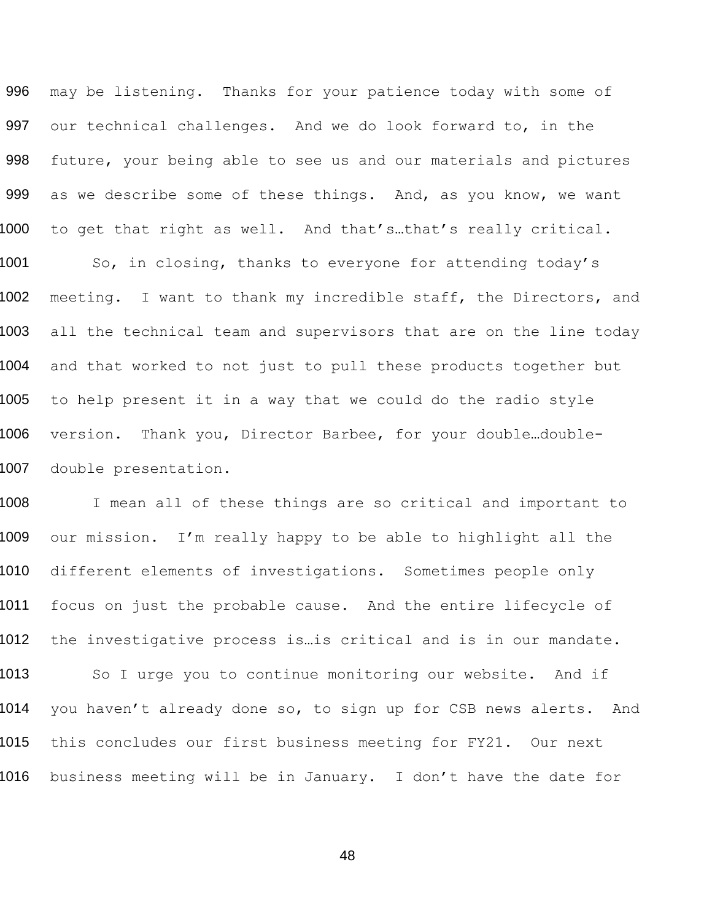may be listening. Thanks for your patience today with some of our technical challenges. And we do look forward to, in the future, your being able to see us and our materials and pictures as we describe some of these things. And, as you know, we want to get that right as well. And that's…that's really critical.

So, in closing, thanks to everyone for attending today's meeting. I want to thank my incredible staff, the Directors, and all the technical team and supervisors that are on the line today and that worked to not just to pull these products together but to help present it in a way that we could do the radio style version. Thank you, Director Barbee, for your double…double-double presentation.

I mean all of these things are so critical and important to our mission. I'm really happy to be able to highlight all the different elements of investigations. Sometimes people only focus on just the probable cause. And the entire lifecycle of the investigative process is…is critical and is in our mandate.

So I urge you to continue monitoring our website. And if you haven't already done so, to sign up for CSB news alerts. And this concludes our first business meeting for FY21. Our next business meeting will be in January. I don't have the date for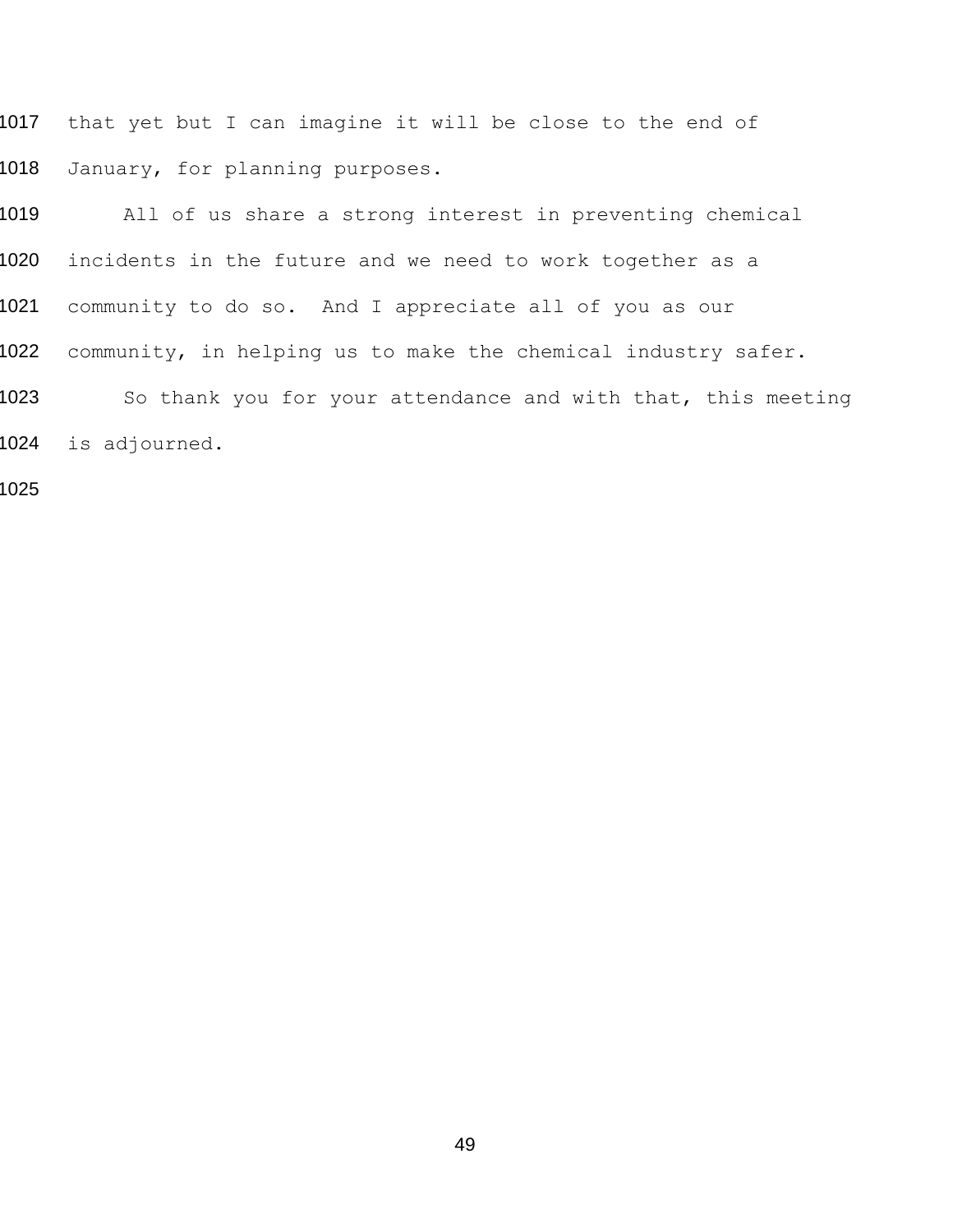that yet but I can imagine it will be close to the end of January, for planning purposes.

All of us share a strong interest in preventing chemical incidents in the future and we need to work together as a community to do so. And I appreciate all of you as our community, in helping us to make the chemical industry safer.

So thank you for your attendance and with that, this meeting is adjourned.